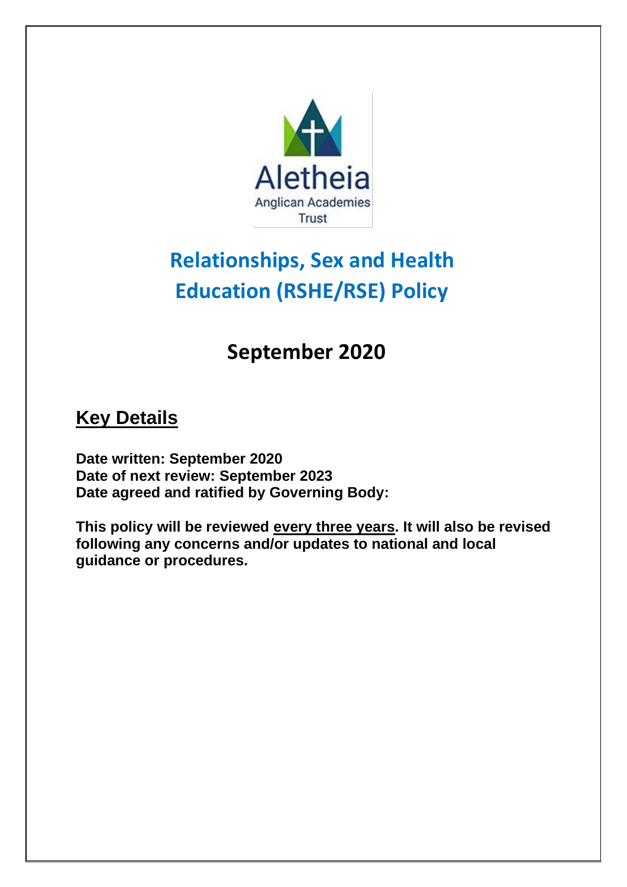Aletheia

Anglican Academies Trust

# Relationships, Sex and Health Education (RSHE/RSE) Policy

## September 2020

## Key Details

**Date written: September 2020**
**Date of next review: September 2023**
**Date agreed and ratified by Governing Body:**

**This policy will be reviewed every three years. It will also be revised following any concerns and/or updates to national and local guidance or procedures.**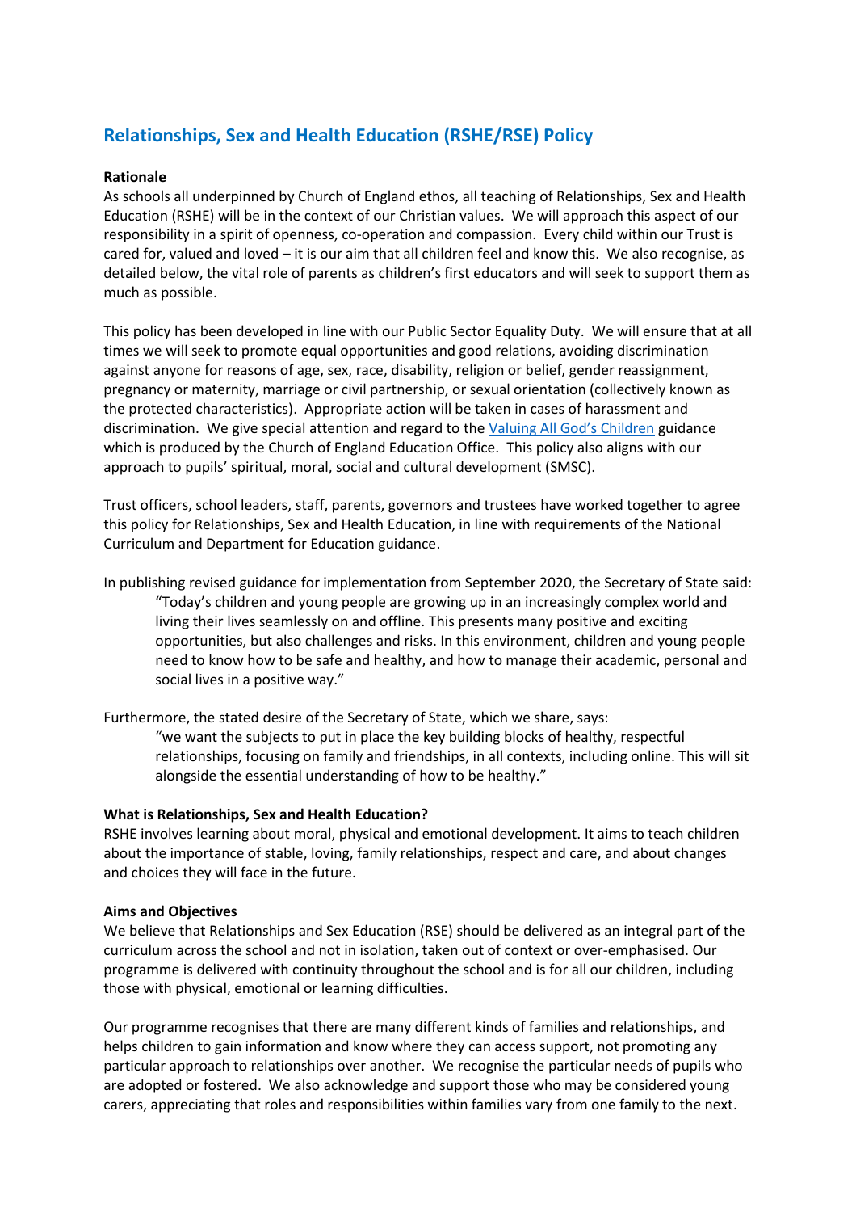# Relationships, Sex and Health Education (RSHE/RSE) Policy

**Rationale**

As schools all underpinned by Church of England ethos, all teaching of Relationships, Sex and Health Education (RSHE) will be in the context of our Christian values. We will approach this aspect of our responsibility in a spirit of openness, co-operation and compassion. Every child within our Trust is cared for, valued and loved – it is our aim that all children feel and know this. We also recognise, as detailed below, the vital role of parents as children's first educators and will seek to support them as much as possible.

This policy has been developed in line with our Public Sector Equality Duty. We will ensure that at all times we will seek to promote equal opportunities and good relations, avoiding discrimination against anyone for reasons of age, sex, race, disability, religion or belief, gender reassignment, pregnancy or maternity, marriage or civil partnership, or sexual orientation (collectively known as the protected characteristics). Appropriate action will be taken in cases of harassment and discrimination. We give special attention and regard to the Valuing All God's Children guidance which is produced by the Church of England Education Office. This policy also aligns with our approach to pupils' spiritual, moral, social and cultural development (SMSC).

Trust officers, school leaders, staff, parents, governors and trustees have worked together to agree this policy for Relationships, Sex and Health Education, in line with requirements of the National Curriculum and Department for Education guidance.

In publishing revised guidance for implementation from September 2020, the Secretary of State said:

> "Today's children and young people are growing up in an increasingly complex world and living their lives seamlessly on and offline. This presents many positive and exciting opportunities, but also challenges and risks. In this environment, children and young people need to know how to be safe and healthy, and how to manage their academic, personal and social lives in a positive way."

Furthermore, the stated desire of the Secretary of State, which we share, says:

> "we want the subjects to put in place the key building blocks of healthy, respectful relationships, focusing on family and friendships, in all contexts, including online. This will sit alongside the essential understanding of how to be healthy."

**What is Relationships, Sex and Health Education?**

RSHE involves learning about moral, physical and emotional development. It aims to teach children about the importance of stable, loving, family relationships, respect and care, and about changes and choices they will face in the future.

**Aims and Objectives**

We believe that Relationships and Sex Education (RSE) should be delivered as an integral part of the curriculum across the school and not in isolation, taken out of context or over-emphasised. Our programme is delivered with continuity throughout the school and is for all our children, including those with physical, emotional or learning difficulties.

Our programme recognises that there are many different kinds of families and relationships, and helps children to gain information and know where they can access support, not promoting any particular approach to relationships over another. We recognise the particular needs of pupils who are adopted or fostered. We also acknowledge and support those who may be considered young carers, appreciating that roles and responsibilities within families vary from one family to the next.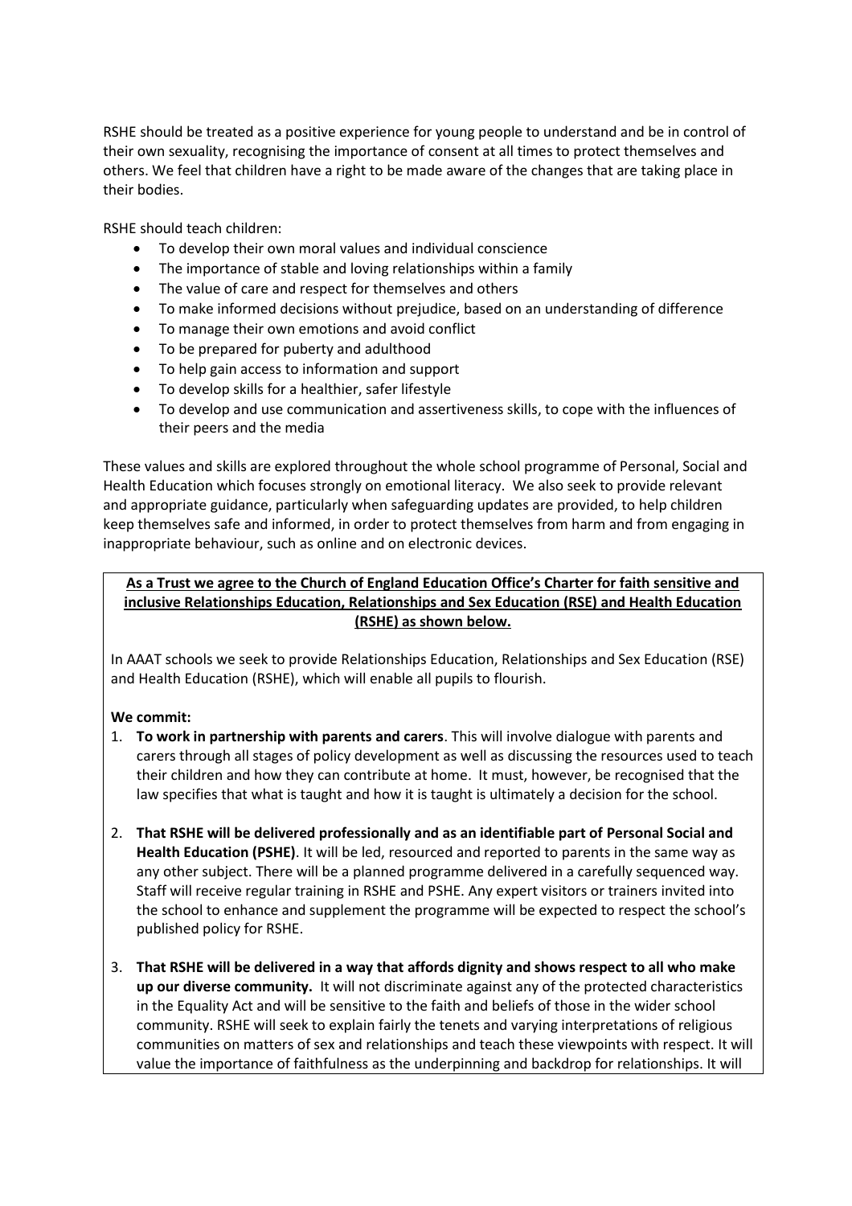RSHE should be treated as a positive experience for young people to understand and be in control of their own sexuality, recognising the importance of consent at all times to protect themselves and others. We feel that children have a right to be made aware of the changes that are taking place in their bodies.

RSHE should teach children:

- To develop their own moral values and individual conscience
- The importance of stable and loving relationships within a family
- The value of care and respect for themselves and others
- To make informed decisions without prejudice, based on an understanding of difference
- To manage their own emotions and avoid conflict
- To be prepared for puberty and adulthood
- To help gain access to information and support
- To develop skills for a healthier, safer lifestyle
- To develop and use communication and assertiveness skills, to cope with the influences of their peers and the media

These values and skills are explored throughout the whole school programme of Personal, Social and Health Education which focuses strongly on emotional literacy. We also seek to provide relevant and appropriate guidance, particularly when safeguarding updates are provided, to help children keep themselves safe and informed, in order to protect themselves from harm and from engaging in inappropriate behaviour, such as online and on electronic devices.

**As a Trust we agree to the Church of England Education Office's Charter for faith sensitive and inclusive Relationships Education, Relationships and Sex Education (RSE) and Health Education (RSHE) as shown below.**

In AAAT schools we seek to provide Relationships Education, Relationships and Sex Education (RSE) and Health Education (RSHE), which will enable all pupils to flourish.

**We commit:**

1. **To work in partnership with parents and carers**. This will involve dialogue with parents and carers through all stages of policy development as well as discussing the resources used to teach their children and how they can contribute at home. It must, however, be recognised that the law specifies that what is taught and how it is taught is ultimately a decision for the school.
2. **That RSHE will be delivered professionally and as an identifiable part of Personal Social and Health Education (PSHE)**. It will be led, resourced and reported to parents in the same way as any other subject. There will be a planned programme delivered in a carefully sequenced way. Staff will receive regular training in RSHE and PSHE. Any expert visitors or trainers invited into the school to enhance and supplement the programme will be expected to respect the school's published policy for RSHE.
3. **That RSHE will be delivered in a way that affords dignity and shows respect to all who make up our diverse community.** It will not discriminate against any of the protected characteristics in the Equality Act and will be sensitive to the faith and beliefs of those in the wider school community. RSHE will seek to explain fairly the tenets and varying interpretations of religious communities on matters of sex and relationships and teach these viewpoints with respect. It will value the importance of faithfulness as the underpinning and backdrop for relationships. It will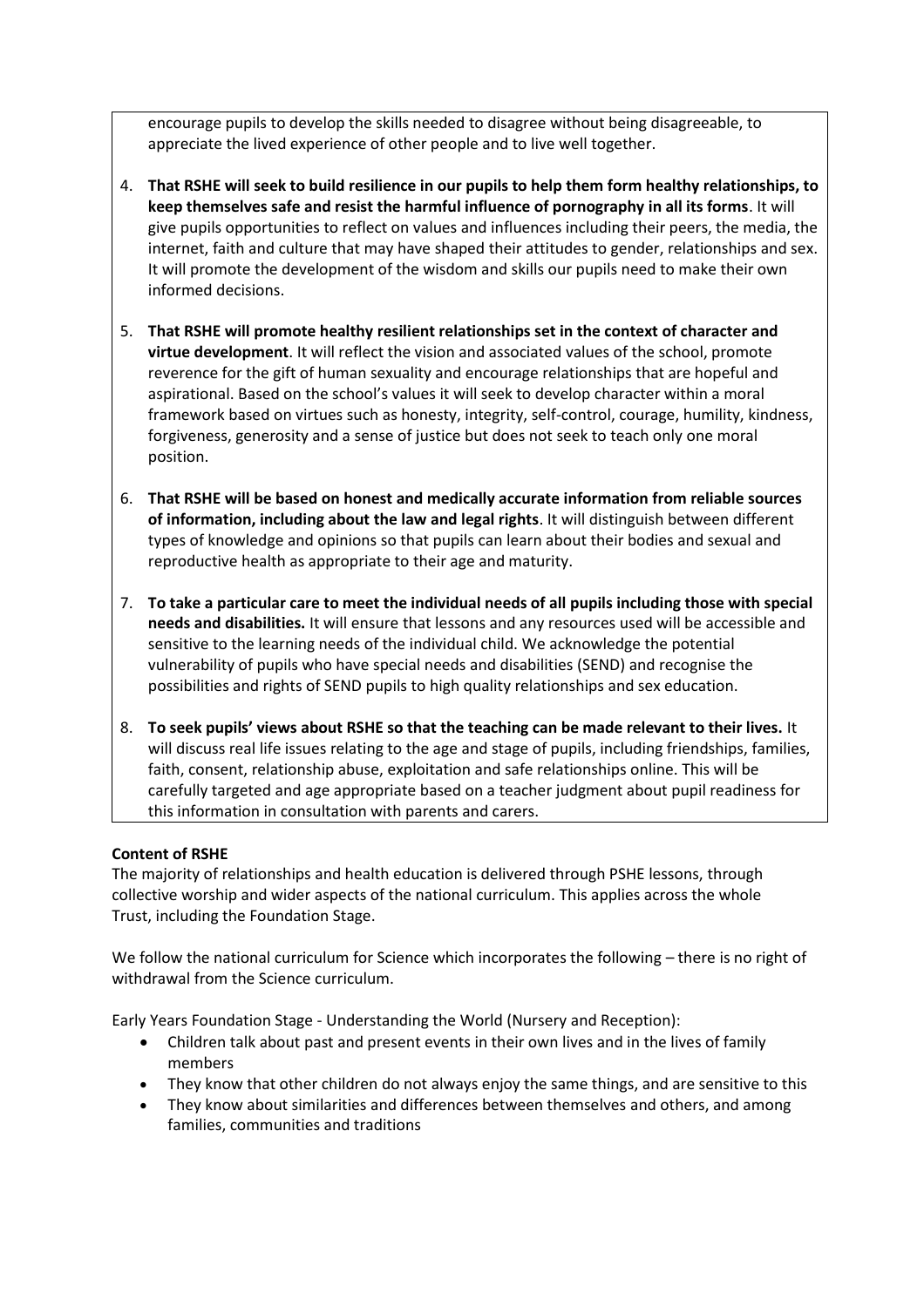encourage pupils to develop the skills needed to disagree without being disagreeable, to appreciate the lived experience of other people and to live well together.

4. **That RSHE will seek to build resilience in our pupils to help them form healthy relationships, to keep themselves safe and resist the harmful influence of pornography in all its forms**. It will give pupils opportunities to reflect on values and influences including their peers, the media, the internet, faith and culture that may have shaped their attitudes to gender, relationships and sex. It will promote the development of the wisdom and skills our pupils need to make their own informed decisions.

5. **That RSHE will promote healthy resilient relationships set in the context of character and virtue development**. It will reflect the vision and associated values of the school, promote reverence for the gift of human sexuality and encourage relationships that are hopeful and aspirational. Based on the school's values it will seek to develop character within a moral framework based on virtues such as honesty, integrity, self-control, courage, humility, kindness, forgiveness, generosity and a sense of justice but does not seek to teach only one moral position.

6. **That RSHE will be based on honest and medically accurate information from reliable sources of information, including about the law and legal rights**. It will distinguish between different types of knowledge and opinions so that pupils can learn about their bodies and sexual and reproductive health as appropriate to their age and maturity.

7. **To take a particular care to meet the individual needs of all pupils including those with special needs and disabilities.** It will ensure that lessons and any resources used will be accessible and sensitive to the learning needs of the individual child. We acknowledge the potential vulnerability of pupils who have special needs and disabilities (SEND) and recognise the possibilities and rights of SEND pupils to high quality relationships and sex education.

8. **To seek pupils' views about RSHE so that the teaching can be made relevant to their lives.** It will discuss real life issues relating to the age and stage of pupils, including friendships, families, faith, consent, relationship abuse, exploitation and safe relationships online. This will be carefully targeted and age appropriate based on a teacher judgment about pupil readiness for this information in consultation with parents and carers.

**Content of RSHE**

The majority of relationships and health education is delivered through PSHE lessons, through collective worship and wider aspects of the national curriculum. This applies across the whole Trust, including the Foundation Stage.

We follow the national curriculum for Science which incorporates the following – there is no right of withdrawal from the Science curriculum.

Early Years Foundation Stage - Understanding the World (Nursery and Reception):

- Children talk about past and present events in their own lives and in the lives of family members
- They know that other children do not always enjoy the same things, and are sensitive to this
- They know about similarities and differences between themselves and others, and among families, communities and traditions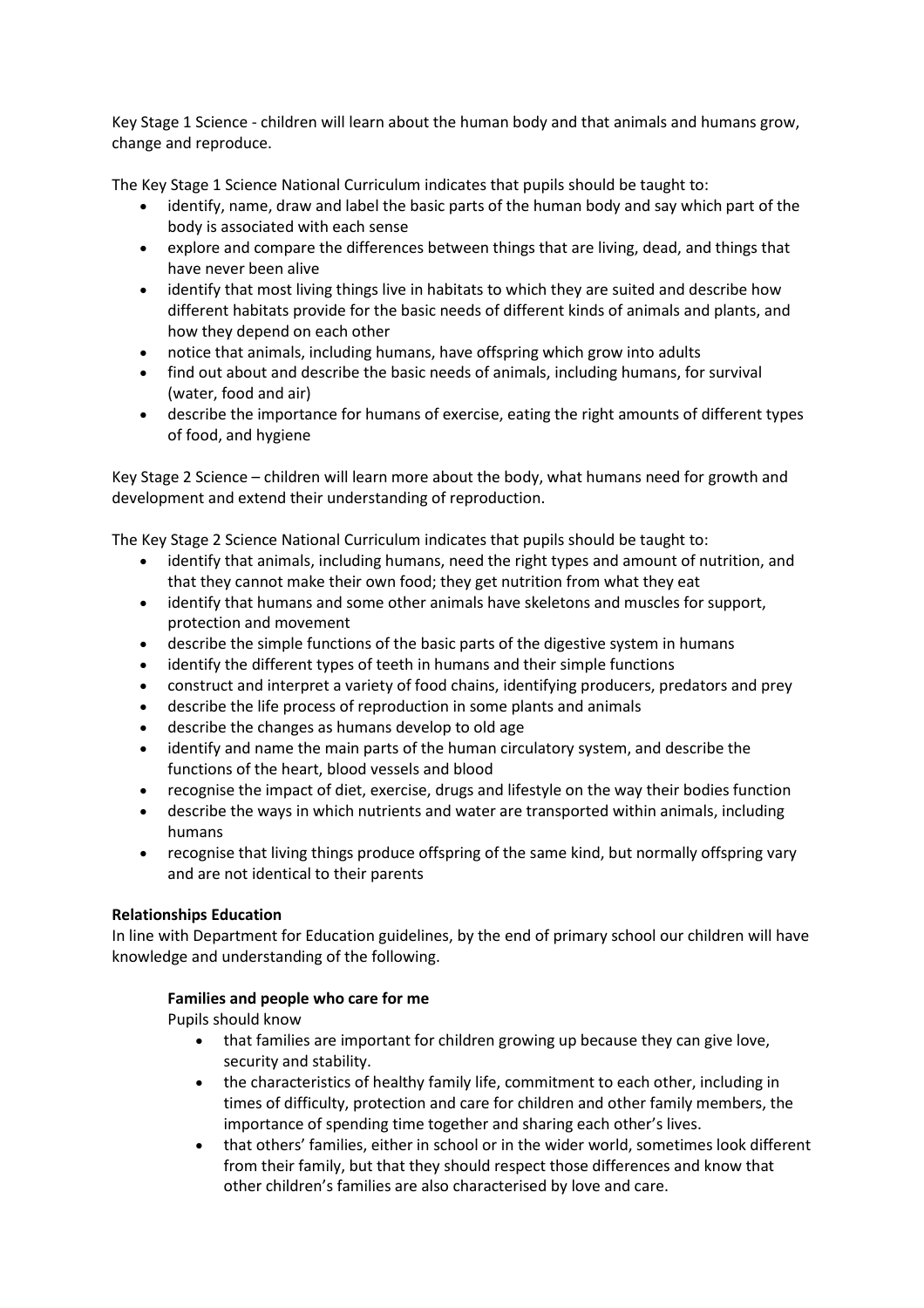Key Stage 1 Science - children will learn about the human body and that animals and humans grow, change and reproduce.

The Key Stage 1 Science National Curriculum indicates that pupils should be taught to:

- identify, name, draw and label the basic parts of the human body and say which part of the body is associated with each sense
- explore and compare the differences between things that are living, dead, and things that have never been alive
- identify that most living things live in habitats to which they are suited and describe how different habitats provide for the basic needs of different kinds of animals and plants, and how they depend on each other
- notice that animals, including humans, have offspring which grow into adults
- find out about and describe the basic needs of animals, including humans, for survival (water, food and air)
- describe the importance for humans of exercise, eating the right amounts of different types of food, and hygiene

Key Stage 2 Science – children will learn more about the body, what humans need for growth and development and extend their understanding of reproduction.

The Key Stage 2 Science National Curriculum indicates that pupils should be taught to:

- identify that animals, including humans, need the right types and amount of nutrition, and that they cannot make their own food; they get nutrition from what they eat
- identify that humans and some other animals have skeletons and muscles for support, protection and movement
- describe the simple functions of the basic parts of the digestive system in humans
- identify the different types of teeth in humans and their simple functions
- construct and interpret a variety of food chains, identifying producers, predators and prey
- describe the life process of reproduction in some plants and animals
- describe the changes as humans develop to old age
- identify and name the main parts of the human circulatory system, and describe the functions of the heart, blood vessels and blood
- recognise the impact of diet, exercise, drugs and lifestyle on the way their bodies function
- describe the ways in which nutrients and water are transported within animals, including humans
- recognise that living things produce offspring of the same kind, but normally offspring vary and are not identical to their parents

**Relationships Education**

In line with Department for Education guidelines, by the end of primary school our children will have knowledge and understanding of the following.

**Families and people who care for me**

Pupils should know

- that families are important for children growing up because they can give love, security and stability.
- the characteristics of healthy family life, commitment to each other, including in times of difficulty, protection and care for children and other family members, the importance of spending time together and sharing each other's lives.
- that others' families, either in school or in the wider world, sometimes look different from their family, but that they should respect those differences and know that other children's families are also characterised by love and care.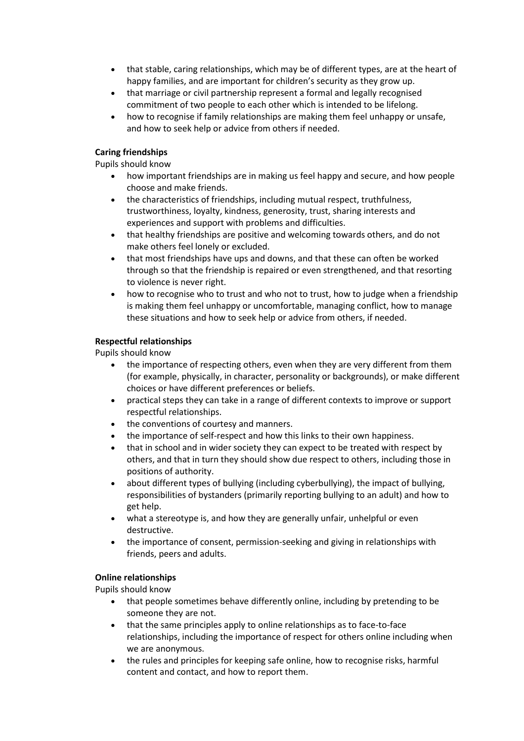- that stable, caring relationships, which may be of different types, are at the heart of happy families, and are important for children's security as they grow up.
- that marriage or civil partnership represent a formal and legally recognised commitment of two people to each other which is intended to be lifelong.
- how to recognise if family relationships are making them feel unhappy or unsafe, and how to seek help or advice from others if needed.

**Caring friendships**

Pupils should know

- how important friendships are in making us feel happy and secure, and how people choose and make friends.
- the characteristics of friendships, including mutual respect, truthfulness, trustworthiness, loyalty, kindness, generosity, trust, sharing interests and experiences and support with problems and difficulties.
- that healthy friendships are positive and welcoming towards others, and do not make others feel lonely or excluded.
- that most friendships have ups and downs, and that these can often be worked through so that the friendship is repaired or even strengthened, and that resorting to violence is never right.
- how to recognise who to trust and who not to trust, how to judge when a friendship is making them feel unhappy or uncomfortable, managing conflict, how to manage these situations and how to seek help or advice from others, if needed.

**Respectful relationships**

Pupils should know

- the importance of respecting others, even when they are very different from them (for example, physically, in character, personality or backgrounds), or make different choices or have different preferences or beliefs.
- practical steps they can take in a range of different contexts to improve or support respectful relationships.
- the conventions of courtesy and manners.
- the importance of self-respect and how this links to their own happiness.
- that in school and in wider society they can expect to be treated with respect by others, and that in turn they should show due respect to others, including those in positions of authority.
- about different types of bullying (including cyberbullying), the impact of bullying, responsibilities of bystanders (primarily reporting bullying to an adult) and how to get help.
- what a stereotype is, and how they are generally unfair, unhelpful or even destructive.
- the importance of consent, permission-seeking and giving in relationships with friends, peers and adults.

**Online relationships**

Pupils should know

- that people sometimes behave differently online, including by pretending to be someone they are not.
- that the same principles apply to online relationships as to face-to-face relationships, including the importance of respect for others online including when we are anonymous.
- the rules and principles for keeping safe online, how to recognise risks, harmful content and contact, and how to report them.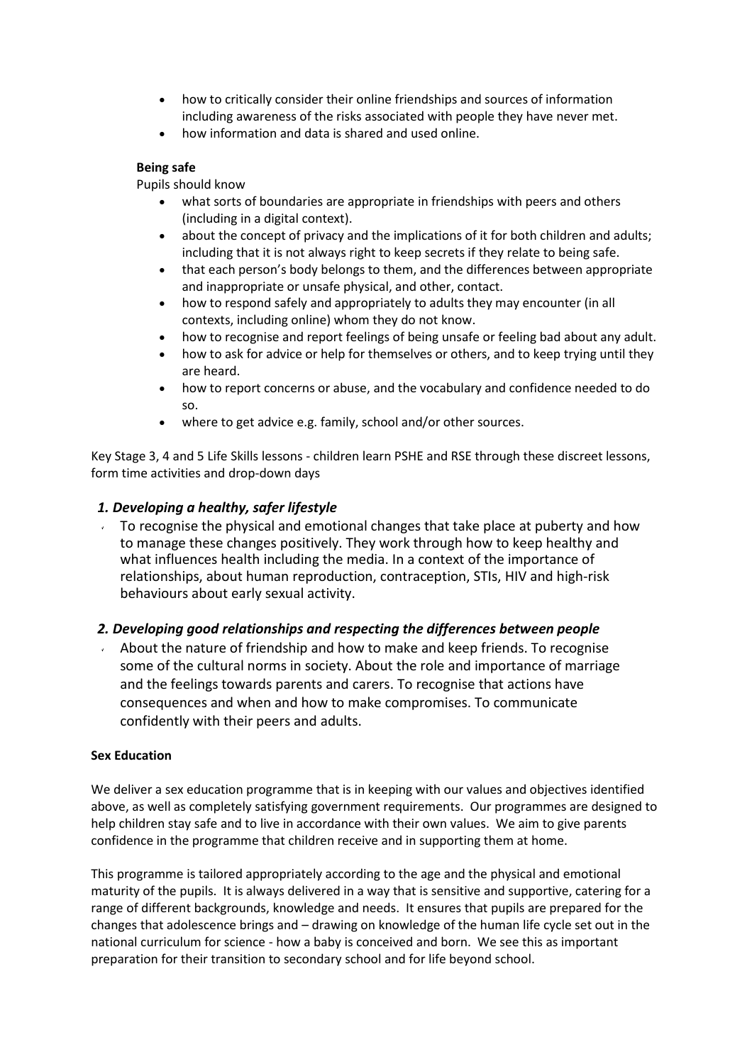- how to critically consider their online friendships and sources of information including awareness of the risks associated with people they have never met.
- how information and data is shared and used online.

**Being safe**

Pupils should know

- what sorts of boundaries are appropriate in friendships with peers and others (including in a digital context).
- about the concept of privacy and the implications of it for both children and adults; including that it is not always right to keep secrets if they relate to being safe.
- that each person's body belongs to them, and the differences between appropriate and inappropriate or unsafe physical, and other, contact.
- how to respond safely and appropriately to adults they may encounter (in all contexts, including online) whom they do not know.
- how to recognise and report feelings of being unsafe or feeling bad about any adult.
- how to ask for advice or help for themselves or others, and to keep trying until they are heard.
- how to report concerns or abuse, and the vocabulary and confidence needed to do so.
- where to get advice e.g. family, school and/or other sources.

Key Stage 3, 4 and 5 Life Skills lessons - children learn PSHE and RSE through these discreet lessons, form time activities and drop-down days

### *1. Developing a healthy, safer lifestyle*

- To recognise the physical and emotional changes that take place at puberty and how to manage these changes positively. They work through how to keep healthy and what influences health including the media. In a context of the importance of relationships, about human reproduction, contraception, STIs, HIV and high-risk behaviours about early sexual activity.

### *2. Developing good relationships and respecting the differences between people*

- About the nature of friendship and how to make and keep friends. To recognise some of the cultural norms in society. About the role and importance of marriage and the feelings towards parents and carers. To recognise that actions have consequences and when and how to make compromises. To communicate confidently with their peers and adults.

**Sex Education**

We deliver a sex education programme that is in keeping with our values and objectives identified above, as well as completely satisfying government requirements. Our programmes are designed to help children stay safe and to live in accordance with their own values. We aim to give parents confidence in the programme that children receive and in supporting them at home.

This programme is tailored appropriately according to the age and the physical and emotional maturity of the pupils. It is always delivered in a way that is sensitive and supportive, catering for a range of different backgrounds, knowledge and needs. It ensures that pupils are prepared for the changes that adolescence brings and – drawing on knowledge of the human life cycle set out in the national curriculum for science - how a baby is conceived and born. We see this as important preparation for their transition to secondary school and for life beyond school.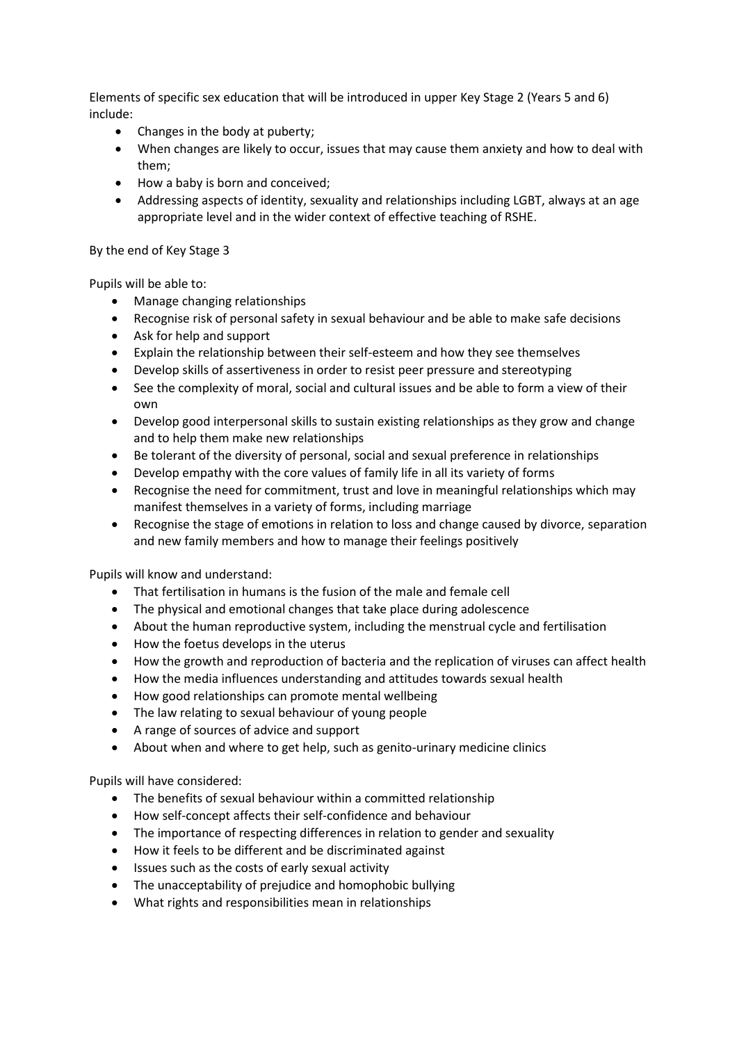Elements of specific sex education that will be introduced in upper Key Stage 2 (Years 5 and 6) include:

- Changes in the body at puberty;
- When changes are likely to occur, issues that may cause them anxiety and how to deal with them;
- How a baby is born and conceived;
- Addressing aspects of identity, sexuality and relationships including LGBT, always at an age appropriate level and in the wider context of effective teaching of RSHE.

By the end of Key Stage 3

Pupils will be able to:

- Manage changing relationships
- Recognise risk of personal safety in sexual behaviour and be able to make safe decisions
- Ask for help and support
- Explain the relationship between their self-esteem and how they see themselves
- Develop skills of assertiveness in order to resist peer pressure and stereotyping
- See the complexity of moral, social and cultural issues and be able to form a view of their own
- Develop good interpersonal skills to sustain existing relationships as they grow and change and to help them make new relationships
- Be tolerant of the diversity of personal, social and sexual preference in relationships
- Develop empathy with the core values of family life in all its variety of forms
- Recognise the need for commitment, trust and love in meaningful relationships which may manifest themselves in a variety of forms, including marriage
- Recognise the stage of emotions in relation to loss and change caused by divorce, separation and new family members and how to manage their feelings positively

Pupils will know and understand:

- That fertilisation in humans is the fusion of the male and female cell
- The physical and emotional changes that take place during adolescence
- About the human reproductive system, including the menstrual cycle and fertilisation
- How the foetus develops in the uterus
- How the growth and reproduction of bacteria and the replication of viruses can affect health
- How the media influences understanding and attitudes towards sexual health
- How good relationships can promote mental wellbeing
- The law relating to sexual behaviour of young people
- A range of sources of advice and support
- About when and where to get help, such as genito-urinary medicine clinics

Pupils will have considered:

- The benefits of sexual behaviour within a committed relationship
- How self-concept affects their self-confidence and behaviour
- The importance of respecting differences in relation to gender and sexuality
- How it feels to be different and be discriminated against
- Issues such as the costs of early sexual activity
- The unacceptability of prejudice and homophobic bullying
- What rights and responsibilities mean in relationships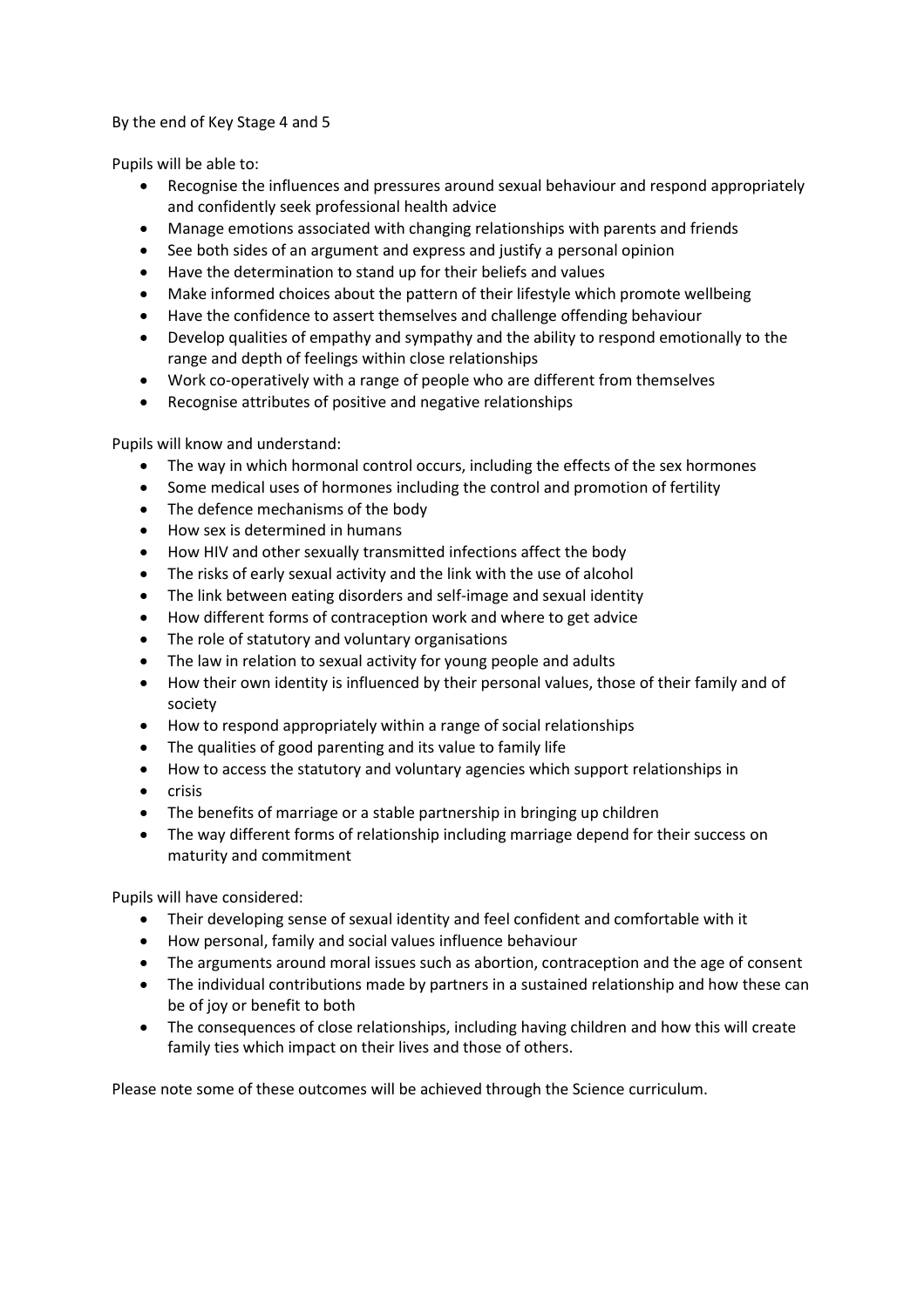By the end of Key Stage 4 and 5

Pupils will be able to:

- Recognise the influences and pressures around sexual behaviour and respond appropriately and confidently seek professional health advice
- Manage emotions associated with changing relationships with parents and friends
- See both sides of an argument and express and justify a personal opinion
- Have the determination to stand up for their beliefs and values
- Make informed choices about the pattern of their lifestyle which promote wellbeing
- Have the confidence to assert themselves and challenge offending behaviour
- Develop qualities of empathy and sympathy and the ability to respond emotionally to the range and depth of feelings within close relationships
- Work co-operatively with a range of people who are different from themselves
- Recognise attributes of positive and negative relationships

Pupils will know and understand:

- The way in which hormonal control occurs, including the effects of the sex hormones
- Some medical uses of hormones including the control and promotion of fertility
- The defence mechanisms of the body
- How sex is determined in humans
- How HIV and other sexually transmitted infections affect the body
- The risks of early sexual activity and the link with the use of alcohol
- The link between eating disorders and self-image and sexual identity
- How different forms of contraception work and where to get advice
- The role of statutory and voluntary organisations
- The law in relation to sexual activity for young people and adults
- How their own identity is influenced by their personal values, those of their family and of society
- How to respond appropriately within a range of social relationships
- The qualities of good parenting and its value to family life
- How to access the statutory and voluntary agencies which support relationships in
- crisis
- The benefits of marriage or a stable partnership in bringing up children
- The way different forms of relationship including marriage depend for their success on maturity and commitment

Pupils will have considered:

- Their developing sense of sexual identity and feel confident and comfortable with it
- How personal, family and social values influence behaviour
- The arguments around moral issues such as abortion, contraception and the age of consent
- The individual contributions made by partners in a sustained relationship and how these can be of joy or benefit to both
- The consequences of close relationships, including having children and how this will create family ties which impact on their lives and those of others.

Please note some of these outcomes will be achieved through the Science curriculum.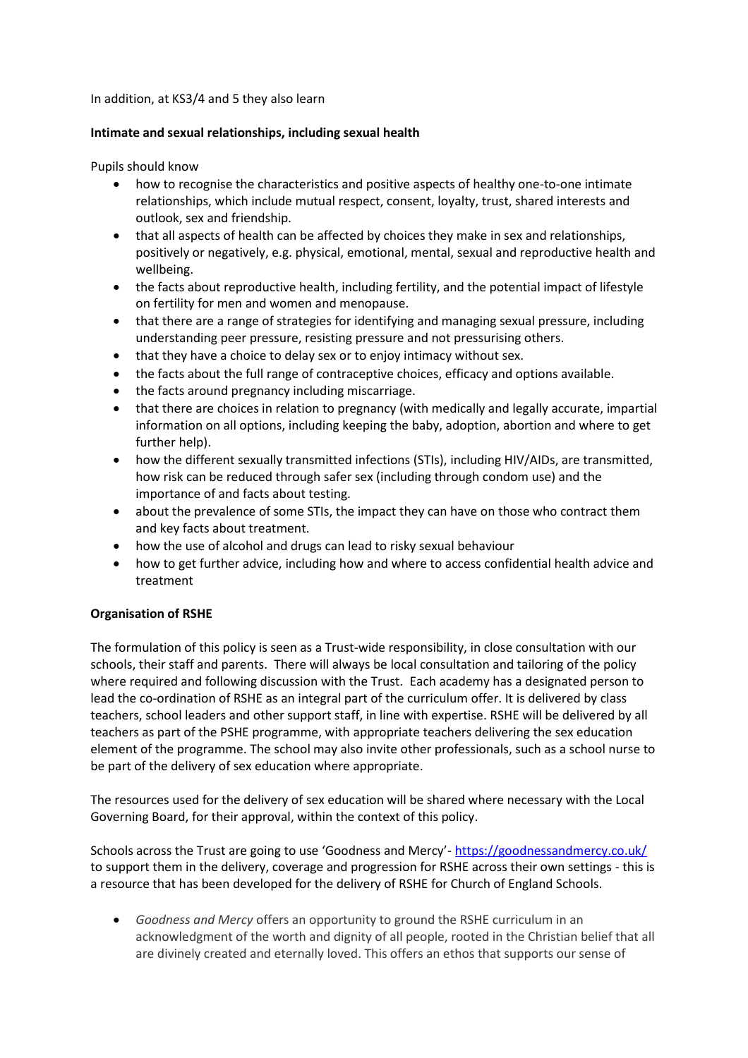In addition, at KS3/4 and 5 they also learn

**Intimate and sexual relationships, including sexual health**

Pupils should know

- how to recognise the characteristics and positive aspects of healthy one-to-one intimate relationships, which include mutual respect, consent, loyalty, trust, shared interests and outlook, sex and friendship.
- that all aspects of health can be affected by choices they make in sex and relationships, positively or negatively, e.g. physical, emotional, mental, sexual and reproductive health and wellbeing.
- the facts about reproductive health, including fertility, and the potential impact of lifestyle on fertility for men and women and menopause.
- that there are a range of strategies for identifying and managing sexual pressure, including understanding peer pressure, resisting pressure and not pressurising others.
- that they have a choice to delay sex or to enjoy intimacy without sex.
- the facts about the full range of contraceptive choices, efficacy and options available.
- the facts around pregnancy including miscarriage.
- that there are choices in relation to pregnancy (with medically and legally accurate, impartial information on all options, including keeping the baby, adoption, abortion and where to get further help).
- how the different sexually transmitted infections (STIs), including HIV/AIDs, are transmitted, how risk can be reduced through safer sex (including through condom use) and the importance of and facts about testing.
- about the prevalence of some STIs, the impact they can have on those who contract them and key facts about treatment.
- how the use of alcohol and drugs can lead to risky sexual behaviour
- how to get further advice, including how and where to access confidential health advice and treatment

**Organisation of RSHE**

The formulation of this policy is seen as a Trust-wide responsibility, in close consultation with our schools, their staff and parents. There will always be local consultation and tailoring of the policy where required and following discussion with the Trust. Each academy has a designated person to lead the co-ordination of RSHE as an integral part of the curriculum offer. It is delivered by class teachers, school leaders and other support staff, in line with expertise. RSHE will be delivered by all teachers as part of the PSHE programme, with appropriate teachers delivering the sex education element of the programme. The school may also invite other professionals, such as a school nurse to be part of the delivery of sex education where appropriate.

The resources used for the delivery of sex education will be shared where necessary with the Local Governing Board, for their approval, within the context of this policy.

Schools across the Trust are going to use 'Goodness and Mercy'- https://goodnessandmercy.co.uk/ to support them in the delivery, coverage and progression for RSHE across their own settings - this is a resource that has been developed for the delivery of RSHE for Church of England Schools.

- *Goodness and Mercy* offers an opportunity to ground the RSHE curriculum in an acknowledgment of the worth and dignity of all people, rooted in the Christian belief that all are divinely created and eternally loved. This offers an ethos that supports our sense of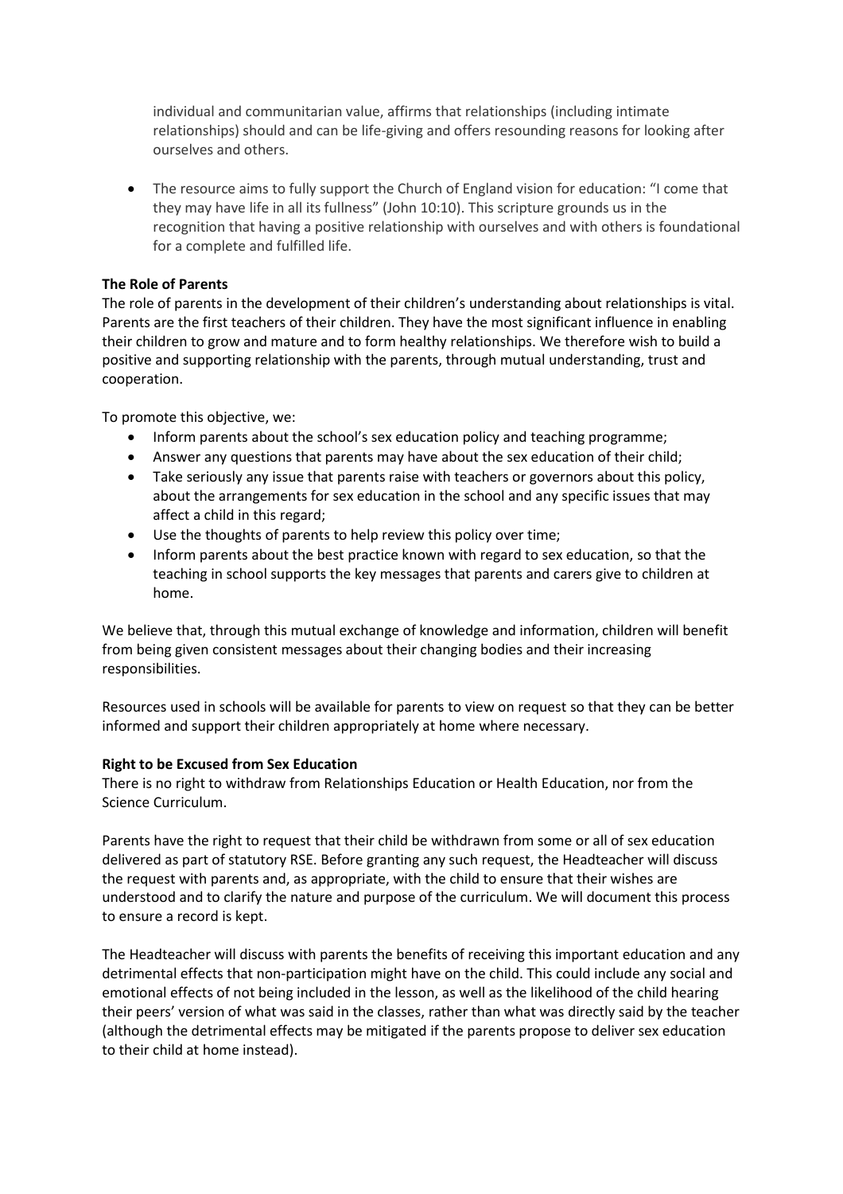individual and communitarian value, affirms that relationships (including intimate relationships) should and can be life-giving and offers resounding reasons for looking after ourselves and others.

- The resource aims to fully support the Church of England vision for education: "I come that they may have life in all its fullness" (John 10:10). This scripture grounds us in the recognition that having a positive relationship with ourselves and with others is foundational for a complete and fulfilled life.

**The Role of Parents**

The role of parents in the development of their children's understanding about relationships is vital. Parents are the first teachers of their children. They have the most significant influence in enabling their children to grow and mature and to form healthy relationships. We therefore wish to build a positive and supporting relationship with the parents, through mutual understanding, trust and cooperation.

To promote this objective, we:

- Inform parents about the school's sex education policy and teaching programme;
- Answer any questions that parents may have about the sex education of their child;
- Take seriously any issue that parents raise with teachers or governors about this policy, about the arrangements for sex education in the school and any specific issues that may affect a child in this regard;
- Use the thoughts of parents to help review this policy over time;
- Inform parents about the best practice known with regard to sex education, so that the teaching in school supports the key messages that parents and carers give to children at home.

We believe that, through this mutual exchange of knowledge and information, children will benefit from being given consistent messages about their changing bodies and their increasing responsibilities.

Resources used in schools will be available for parents to view on request so that they can be better informed and support their children appropriately at home where necessary.

**Right to be Excused from Sex Education**

There is no right to withdraw from Relationships Education or Health Education, nor from the Science Curriculum.

Parents have the right to request that their child be withdrawn from some or all of sex education delivered as part of statutory RSE. Before granting any such request, the Headteacher will discuss the request with parents and, as appropriate, with the child to ensure that their wishes are understood and to clarify the nature and purpose of the curriculum. We will document this process to ensure a record is kept.

The Headteacher will discuss with parents the benefits of receiving this important education and any detrimental effects that non-participation might have on the child. This could include any social and emotional effects of not being included in the lesson, as well as the likelihood of the child hearing their peers' version of what was said in the classes, rather than what was directly said by the teacher (although the detrimental effects may be mitigated if the parents propose to deliver sex education to their child at home instead).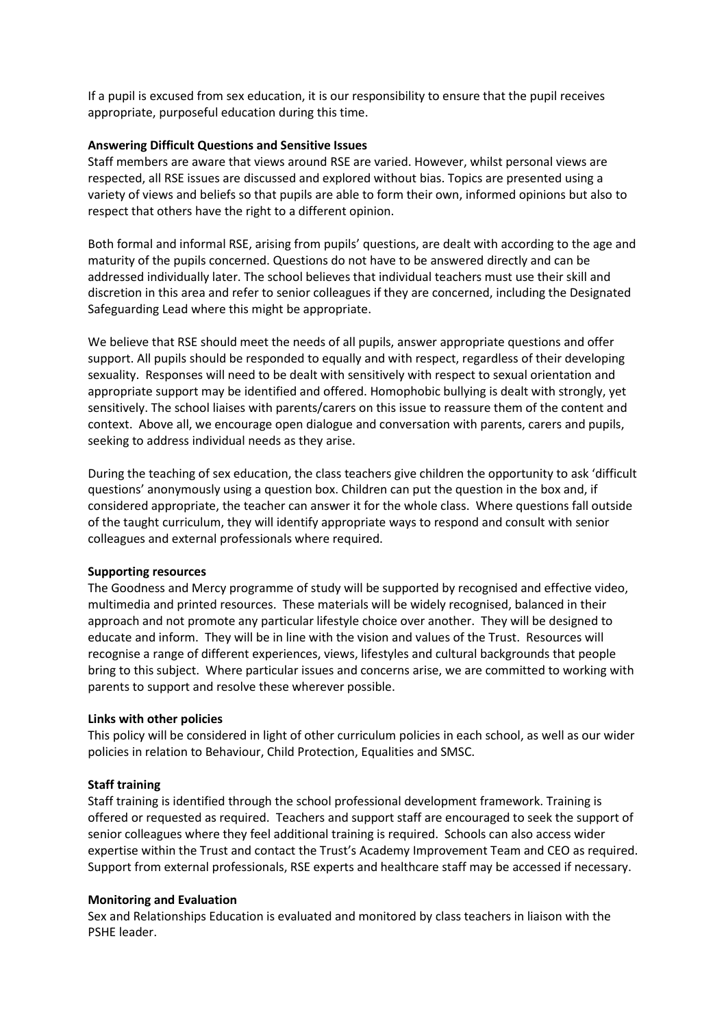If a pupil is excused from sex education, it is our responsibility to ensure that the pupil receives appropriate, purposeful education during this time.

**Answering Difficult Questions and Sensitive Issues**

Staff members are aware that views around RSE are varied. However, whilst personal views are respected, all RSE issues are discussed and explored without bias. Topics are presented using a variety of views and beliefs so that pupils are able to form their own, informed opinions but also to respect that others have the right to a different opinion.

Both formal and informal RSE, arising from pupils' questions, are dealt with according to the age and maturity of the pupils concerned. Questions do not have to be answered directly and can be addressed individually later. The school believes that individual teachers must use their skill and discretion in this area and refer to senior colleagues if they are concerned, including the Designated Safeguarding Lead where this might be appropriate.

We believe that RSE should meet the needs of all pupils, answer appropriate questions and offer support. All pupils should be responded to equally and with respect, regardless of their developing sexuality. Responses will need to be dealt with sensitively with respect to sexual orientation and appropriate support may be identified and offered. Homophobic bullying is dealt with strongly, yet sensitively. The school liaises with parents/carers on this issue to reassure them of the content and context. Above all, we encourage open dialogue and conversation with parents, carers and pupils, seeking to address individual needs as they arise.

During the teaching of sex education, the class teachers give children the opportunity to ask 'difficult questions' anonymously using a question box. Children can put the question in the box and, if considered appropriate, the teacher can answer it for the whole class. Where questions fall outside of the taught curriculum, they will identify appropriate ways to respond and consult with senior colleagues and external professionals where required.

**Supporting resources**

The Goodness and Mercy programme of study will be supported by recognised and effective video, multimedia and printed resources. These materials will be widely recognised, balanced in their approach and not promote any particular lifestyle choice over another. They will be designed to educate and inform. They will be in line with the vision and values of the Trust. Resources will recognise a range of different experiences, views, lifestyles and cultural backgrounds that people bring to this subject. Where particular issues and concerns arise, we are committed to working with parents to support and resolve these wherever possible.

**Links with other policies**

This policy will be considered in light of other curriculum policies in each school, as well as our wider policies in relation to Behaviour, Child Protection, Equalities and SMSC.

**Staff training**

Staff training is identified through the school professional development framework. Training is offered or requested as required. Teachers and support staff are encouraged to seek the support of senior colleagues where they feel additional training is required. Schools can also access wider expertise within the Trust and contact the Trust's Academy Improvement Team and CEO as required. Support from external professionals, RSE experts and healthcare staff may be accessed if necessary.

**Monitoring and Evaluation**

Sex and Relationships Education is evaluated and monitored by class teachers in liaison with the PSHE leader.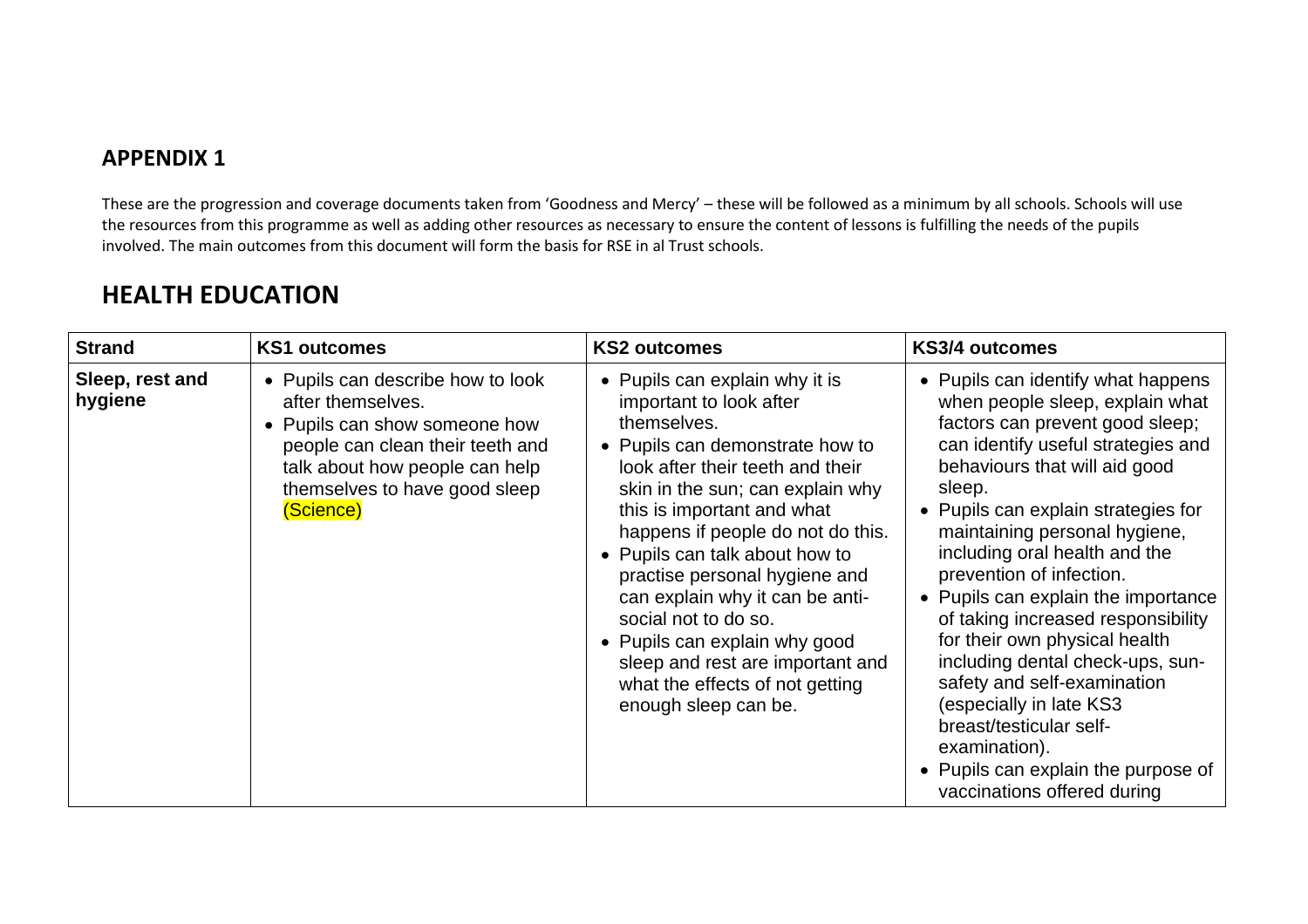## APPENDIX 1

These are the progression and coverage documents taken from 'Goodness and Mercy' – these will be followed as a minimum by all schools. Schools will use the resources from this programme as well as adding other resources as necessary to ensure the content of lessons is fulfilling the needs of the pupils involved. The main outcomes from this document will form the basis for RSE in al Trust schools.

# HEALTH EDUCATION

| Strand | KS1 outcomes | KS2 outcomes | KS3/4 outcomes |
|---|---|---|---|
| **Sleep, rest and hygiene** | • Pupils can describe how to look after themselves.<br>• Pupils can show someone how people can clean their teeth and talk about how people can help themselves to have good sleep (Science) | • Pupils can explain why it is important to look after themselves.<br>• Pupils can demonstrate how to look after their teeth and their skin in the sun; can explain why this is important and what happens if people do not do this.<br>• Pupils can talk about how to practise personal hygiene and can explain why it can be anti-social not to do so.<br>• Pupils can explain why good sleep and rest are important and what the effects of not getting enough sleep can be. | • Pupils can identify what happens when people sleep, explain what factors can prevent good sleep; can identify useful strategies and behaviours that will aid good sleep.<br>• Pupils can explain strategies for maintaining personal hygiene, including oral health and the prevention of infection.<br>• Pupils can explain the importance of taking increased responsibility for their own physical health including dental check-ups, sun-safety and self-examination (especially in late KS3 breast/testicular self-examination).<br>• Pupils can explain the purpose of vaccinations offered during |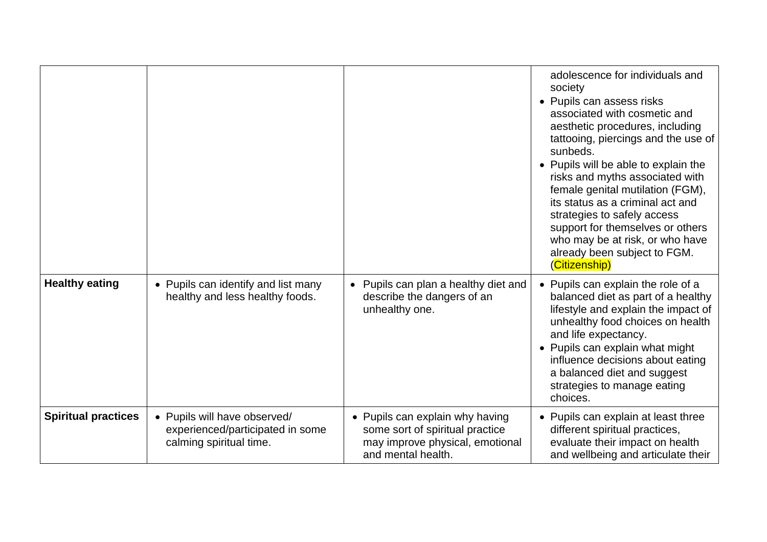| | | | |
|---|---|---|---|
| | | | adolescence for individuals and society<br>• Pupils can assess risks associated with cosmetic and aesthetic procedures, including tattooing, piercings and the use of sunbeds.<br>• Pupils will be able to explain the risks and myths associated with female genital mutilation (FGM), its status as a criminal act and strategies to safely access support for themselves or others who may be at risk, or who have already been subject to FGM. (Citizenship) |
| **Healthy eating** | • Pupils can identify and list many healthy and less healthy foods. | • Pupils can plan a healthy diet and describe the dangers of an unhealthy one. | • Pupils can explain the role of a balanced diet as part of a healthy lifestyle and explain the impact of unhealthy food choices on health and life expectancy.<br>• Pupils can explain what might influence decisions about eating a balanced diet and suggest strategies to manage eating choices. |
| **Spiritual practices** | • Pupils will have observed/ experienced/participated in some calming spiritual time. | • Pupils can explain why having some sort of spiritual practice may improve physical, emotional and mental health. | • Pupils can explain at least three different spiritual practices, evaluate their impact on health and wellbeing and articulate their |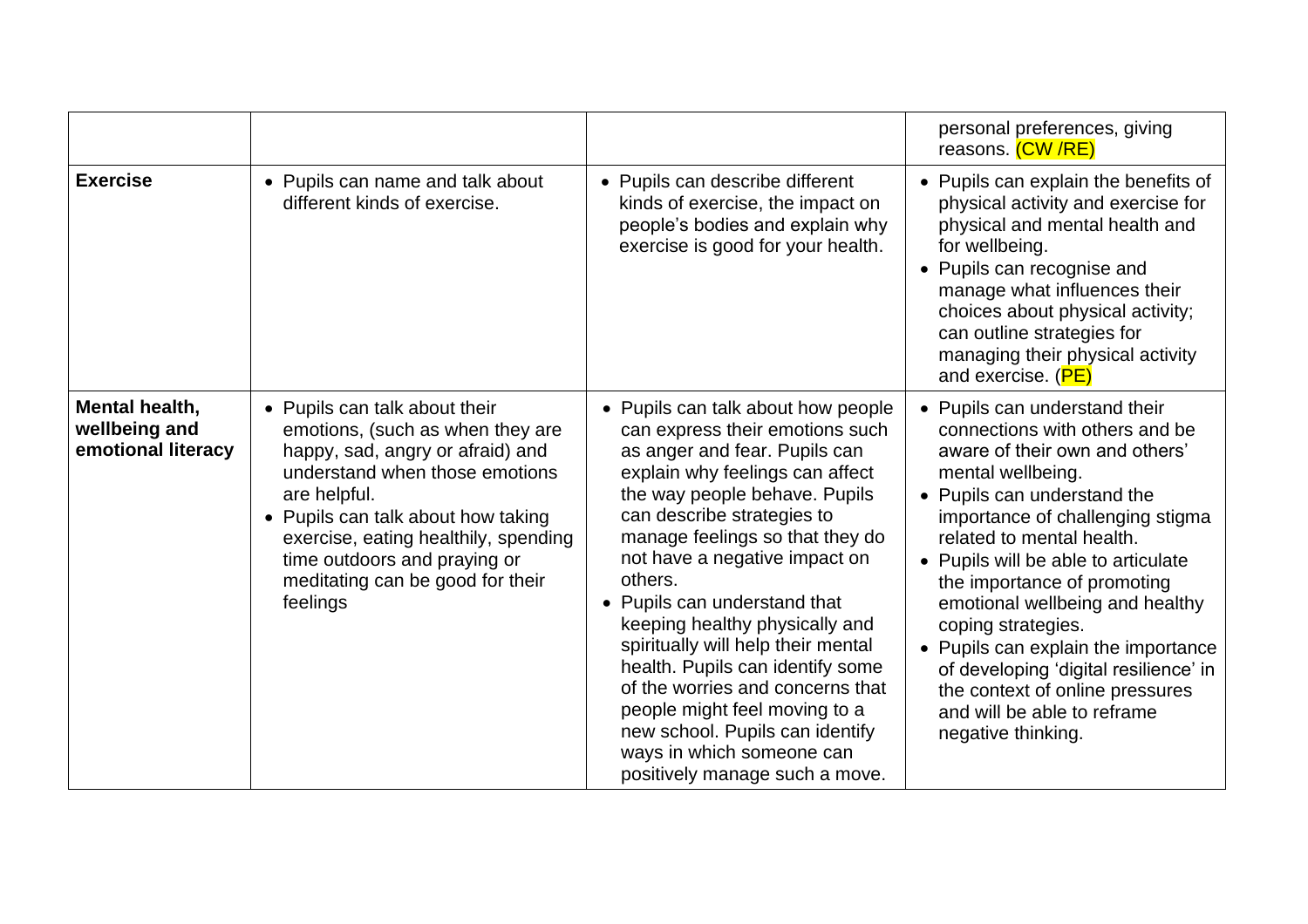| | | | personal preferences, giving reasons. (CW /RE) |
|---|---|---|---|
| **Exercise** | • Pupils can name and talk about different kinds of exercise. | • Pupils can describe different kinds of exercise, the impact on people's bodies and explain why exercise is good for your health. | • Pupils can explain the benefits of physical activity and exercise for physical and mental health and for wellbeing.<br>• Pupils can recognise and manage what influences their choices about physical activity; can outline strategies for managing their physical activity and exercise. (PE) |
| **Mental health, wellbeing and emotional literacy** | • Pupils can talk about their emotions, (such as when they are happy, sad, angry or afraid) and understand when those emotions are helpful.<br>• Pupils can talk about how taking exercise, eating healthily, spending time outdoors and praying or meditating can be good for their feelings | • Pupils can talk about how people can express their emotions such as anger and fear. Pupils can explain why feelings can affect the way people behave. Pupils can describe strategies to manage feelings so that they do not have a negative impact on others.<br>• Pupils can understand that keeping healthy physically and spiritually will help their mental health. Pupils can identify some of the worries and concerns that people might feel moving to a new school. Pupils can identify ways in which someone can positively manage such a move. | • Pupils can understand their connections with others and be aware of their own and others' mental wellbeing.<br>• Pupils can understand the importance of challenging stigma related to mental health.<br>• Pupils will be able to articulate the importance of promoting emotional wellbeing and healthy coping strategies.<br>• Pupils can explain the importance of developing 'digital resilience' in the context of online pressures and will be able to reframe negative thinking. |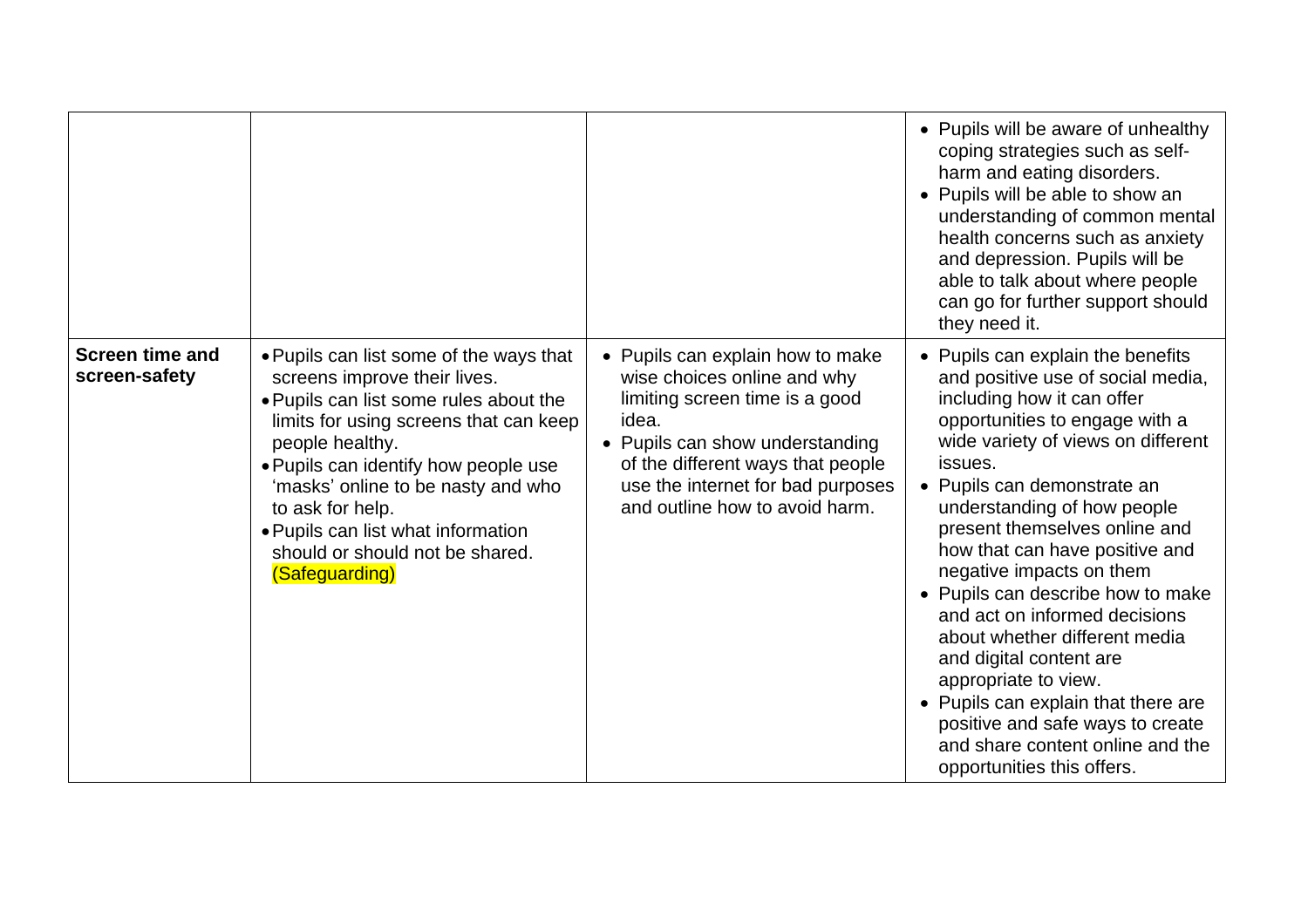| | | | |
|---|---|---|---|
| | | | • Pupils will be aware of unhealthy coping strategies such as self-harm and eating disorders.<br>• Pupils will be able to show an understanding of common mental health concerns such as anxiety and depression. Pupils will be able to talk about where people can go for further support should they need it. |
| **Screen time and screen-safety** | • Pupils can list some of the ways that screens improve their lives.<br>• Pupils can list some rules about the limits for using screens that can keep people healthy.<br>• Pupils can identify how people use 'masks' online to be nasty and who to ask for help.<br>• Pupils can list what information should or should not be shared. (Safeguarding) | • Pupils can explain how to make wise choices online and why limiting screen time is a good idea.<br>• Pupils can show understanding of the different ways that people use the internet for bad purposes and outline how to avoid harm. | • Pupils can explain the benefits and positive use of social media, including how it can offer opportunities to engage with a wide variety of views on different issues.<br>• Pupils can demonstrate an understanding of how people present themselves online and how that can have positive and negative impacts on them<br>• Pupils can describe how to make and act on informed decisions about whether different media and digital content are appropriate to view.<br>• Pupils can explain that there are positive and safe ways to create and share content online and the opportunities this offers. |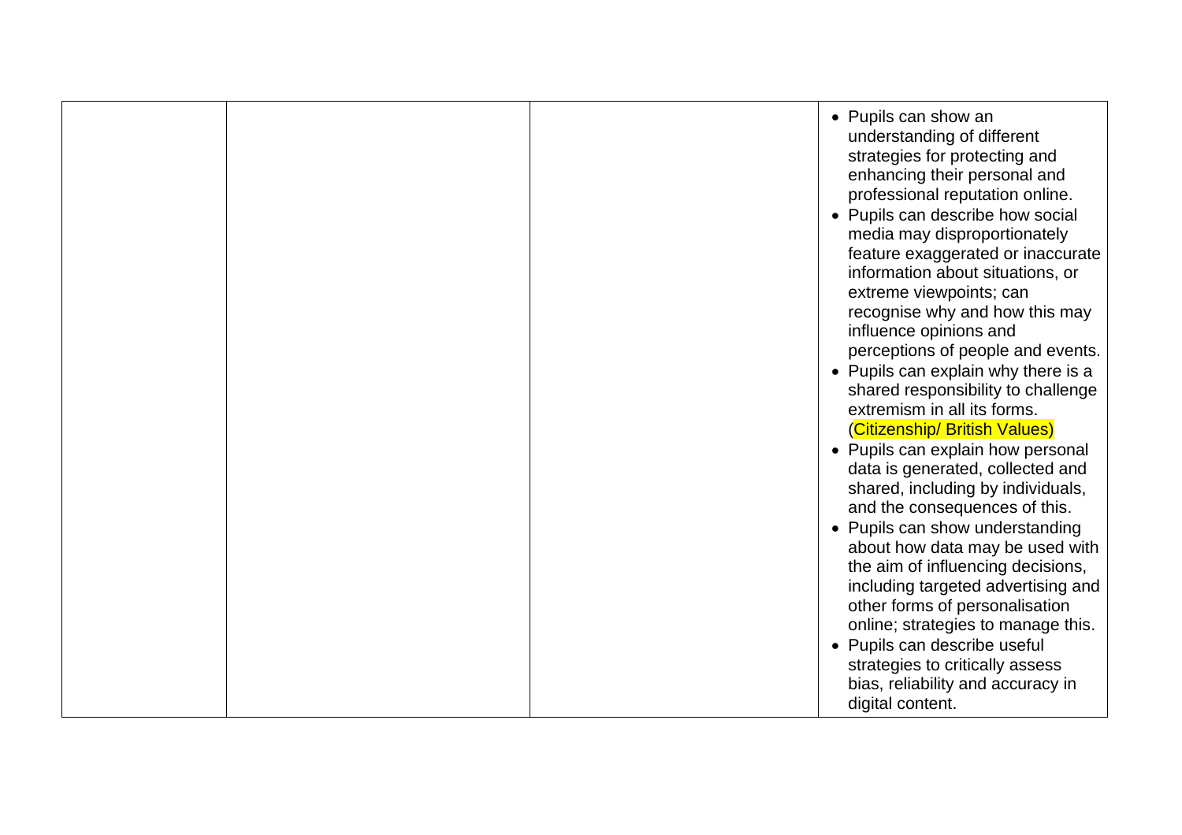| | | | |
|---|---|---|---|
| | | | • Pupils can show an understanding of different strategies for protecting and enhancing their personal and professional reputation online.<br>• Pupils can describe how social media may disproportionately feature exaggerated or inaccurate information about situations, or extreme viewpoints; can recognise why and how this may influence opinions and perceptions of people and events.<br>• Pupils can explain why there is a shared responsibility to challenge extremism in all its forms. (Citizenship/ British Values)<br>• Pupils can explain how personal data is generated, collected and shared, including by individuals, and the consequences of this.<br>• Pupils can show understanding about how data may be used with the aim of influencing decisions, including targeted advertising and other forms of personalisation online; strategies to manage this.<br>• Pupils can describe useful strategies to critically assess bias, reliability and accuracy in digital content. |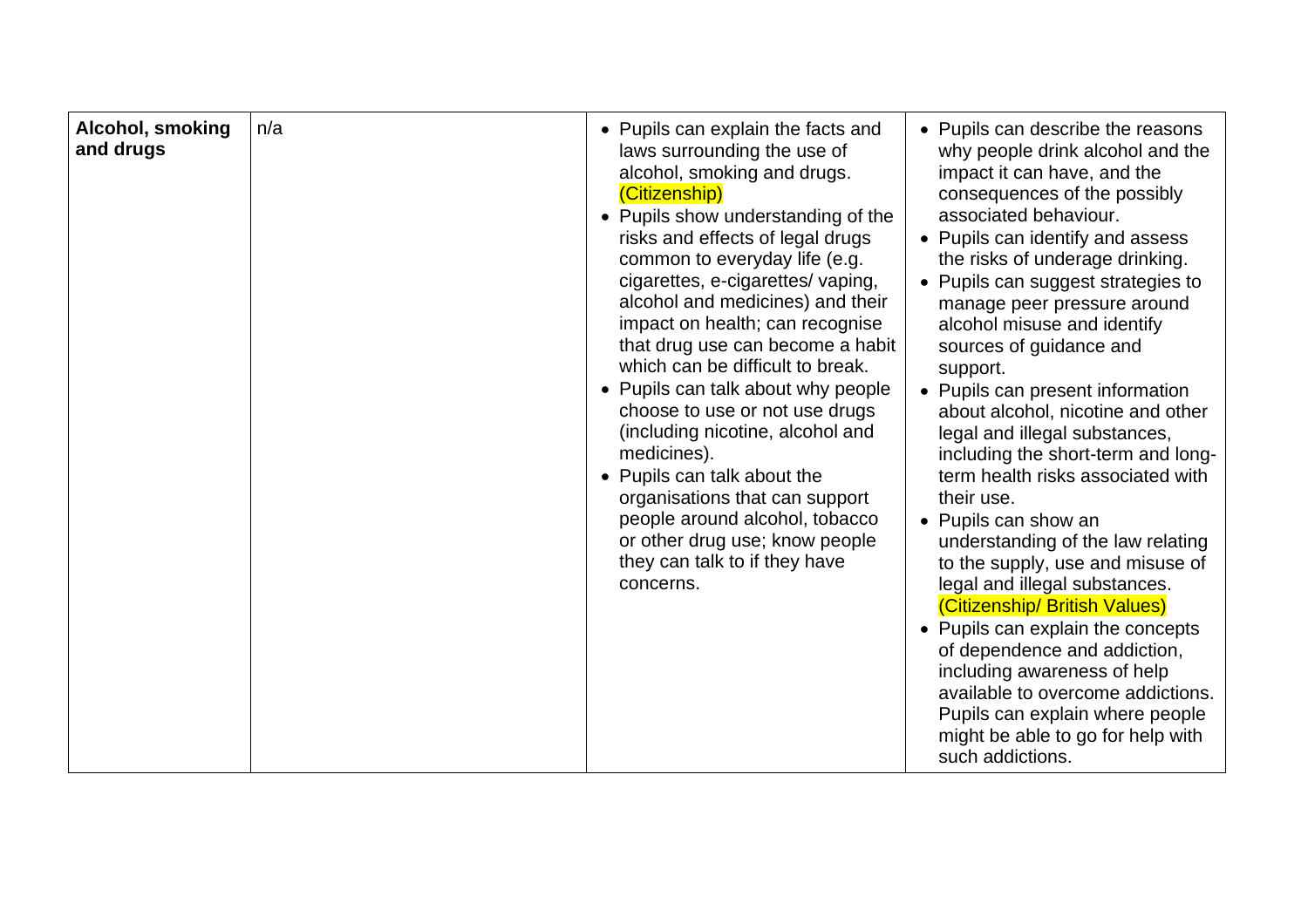| Alcohol, smoking and drugs | n/a | • Pupils can explain the facts and laws surrounding the use of alcohol, smoking and drugs. (Citizenship)<br>• Pupils show understanding of the risks and effects of legal drugs common to everyday life (e.g. cigarettes, e-cigarettes/ vaping, alcohol and medicines) and their impact on health; can recognise that drug use can become a habit which can be difficult to break.<br>• Pupils can talk about why people choose to use or not use drugs (including nicotine, alcohol and medicines).<br>• Pupils can talk about the organisations that can support people around alcohol, tobacco or other drug use; know people they can talk to if they have concerns. | • Pupils can describe the reasons why people drink alcohol and the impact it can have, and the consequences of the possibly associated behaviour.<br>• Pupils can identify and assess the risks of underage drinking.<br>• Pupils can suggest strategies to manage peer pressure around alcohol misuse and identify sources of guidance and support.<br>• Pupils can present information about alcohol, nicotine and other legal and illegal substances, including the short-term and long-term health risks associated with their use.<br>• Pupils can show an understanding of the law relating to the supply, use and misuse of legal and illegal substances. (Citizenship/ British Values)<br>• Pupils can explain the concepts of dependence and addiction, including awareness of help available to overcome addictions. Pupils can explain where people might be able to go for help with such addictions. |
|---|---|---|---|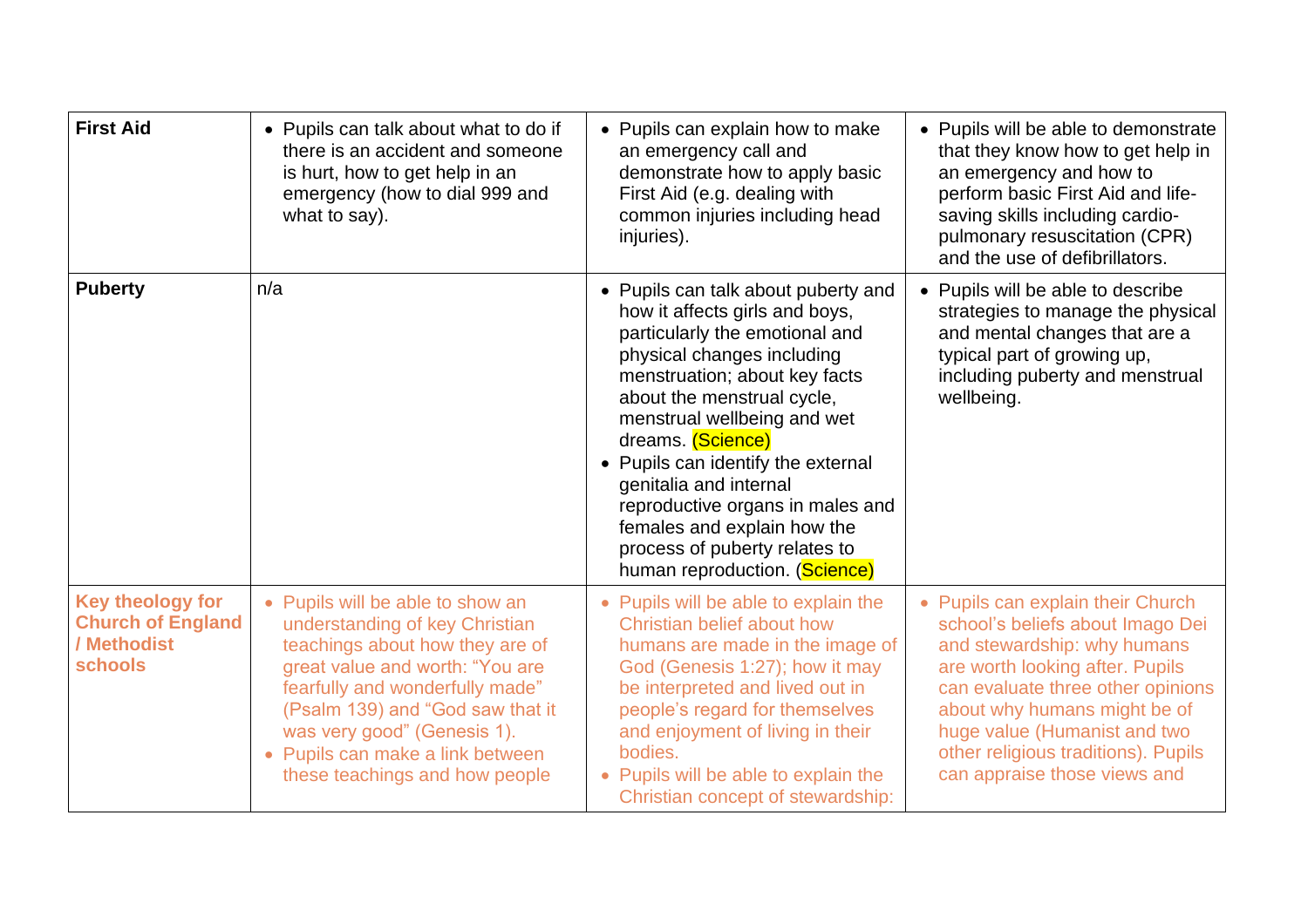| | | | |
|---|---|---|---|
| **First Aid** | • Pupils can talk about what to do if there is an accident and someone is hurt, how to get help in an emergency (how to dial 999 and what to say). | • Pupils can explain how to make an emergency call and demonstrate how to apply basic First Aid (e.g. dealing with common injuries including head injuries). | • Pupils will be able to demonstrate that they know how to get help in an emergency and how to perform basic First Aid and life-saving skills including cardio-pulmonary resuscitation (CPR) and the use of defibrillators. |
| **Puberty** | n/a | • Pupils can talk about puberty and how it affects girls and boys, particularly the emotional and physical changes including menstruation; about key facts about the menstrual cycle, menstrual wellbeing and wet dreams. (Science) <br>• Pupils can identify the external genitalia and internal reproductive organs in males and females and explain how the process of puberty relates to human reproduction. (Science) | • Pupils will be able to describe strategies to manage the physical and mental changes that are a typical part of growing up, including puberty and menstrual wellbeing. |
| **Key theology for Church of England / Methodist schools** | • Pupils will be able to show an understanding of key Christian teachings about how they are of great value and worth: "You are fearfully and wonderfully made" (Psalm 139) and "God saw that it was very good" (Genesis 1). <br>• Pupils can make a link between these teachings and how people | • Pupils will be able to explain the Christian belief about how humans are made in the image of God (Genesis 1:27); how it may be interpreted and lived out in people's regard for themselves and enjoyment of living in their bodies. <br>• Pupils will be able to explain the Christian concept of stewardship: | • Pupils can explain their Church school's beliefs about Imago Dei and stewardship: why humans are worth looking after. Pupils can evaluate three other opinions about why humans might be of huge value (Humanist and two other religious traditions). Pupils can appraise those views and |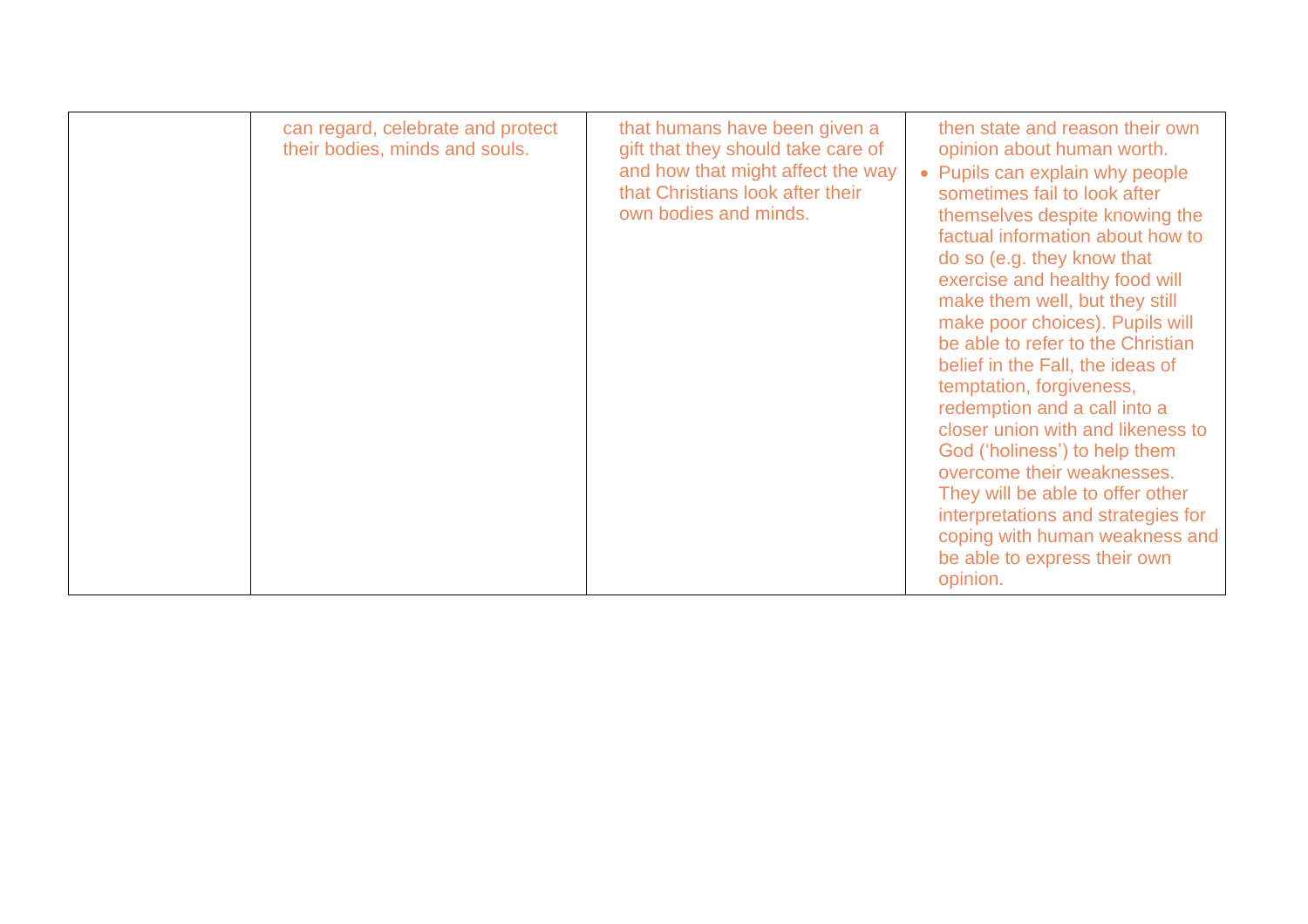| | | | |
|---|---|---|---|
| | can regard, celebrate and protect their bodies, minds and souls. | that humans have been given a gift that they should take care of and how that might affect the way that Christians look after their own bodies and minds. | then state and reason their own opinion about human worth.<br>• Pupils can explain why people sometimes fail to look after themselves despite knowing the factual information about how to do so (e.g. they know that exercise and healthy food will make them well, but they still make poor choices). Pupils will be able to refer to the Christian belief in the Fall, the ideas of temptation, forgiveness, redemption and a call into a closer union with and likeness to God ('holiness') to help them overcome their weaknesses. They will be able to offer other interpretations and strategies for coping with human weakness and be able to express their own opinion. |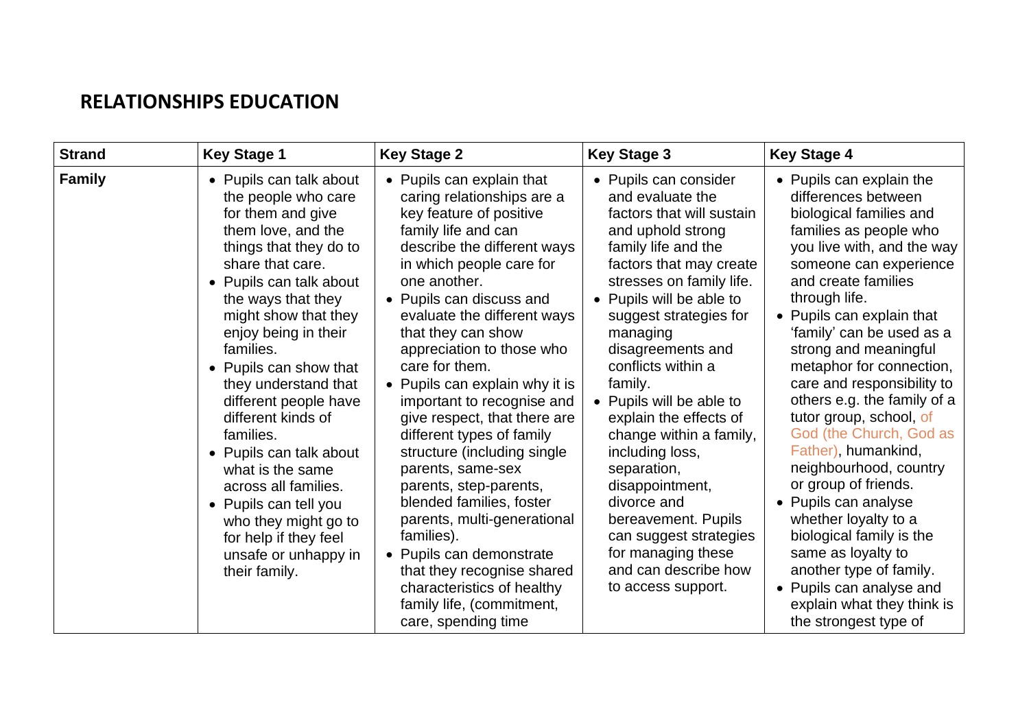# RELATIONSHIPS EDUCATION

| Strand | Key Stage 1 | Key Stage 2 | Key Stage 3 | Key Stage 4 |
|---|---|---|---|---|
| **Family** | • Pupils can talk about the people who care for them and give them love, and the things that they do to share that care.<br>• Pupils can talk about the ways that they might show that they enjoy being in their families.<br>• Pupils can show that they understand that different people have different kinds of families.<br>• Pupils can talk about what is the same across all families.<br>• Pupils can tell you who they might go to for help if they feel unsafe or unhappy in their family. | • Pupils can explain that caring relationships are a key feature of positive family life and can describe the different ways in which people care for one another.<br>• Pupils can discuss and evaluate the different ways that they can show appreciation to those who care for them.<br>• Pupils can explain why it is important to recognise and give respect, that there are different types of family structure (including single parents, same-sex parents, step-parents, blended families, foster parents, multi-generational families).<br>• Pupils can demonstrate that they recognise shared characteristics of healthy family life, (commitment, care, spending time | • Pupils can consider and evaluate the factors that will sustain and uphold strong family life and the factors that may create stresses on family life.<br>• Pupils will be able to suggest strategies for managing disagreements and conflicts within a family.<br>• Pupils will be able to explain the effects of change within a family, including loss, separation, disappointment, divorce and bereavement. Pupils can suggest strategies for managing these and can describe how to access support. | • Pupils can explain the differences between biological families and families as people who you live with, and the way someone can experience and create families through life.<br>• Pupils can explain that 'family' can be used as a strong and meaningful metaphor for connection, care and responsibility to others e.g. the family of a tutor group, school, of God (the Church, God as Father), humankind, neighbourhood, country or group of friends.<br>• Pupils can analyse whether loyalty to a biological family is the same as loyalty to another type of family.<br>• Pupils can analyse and explain what they think is the strongest type of |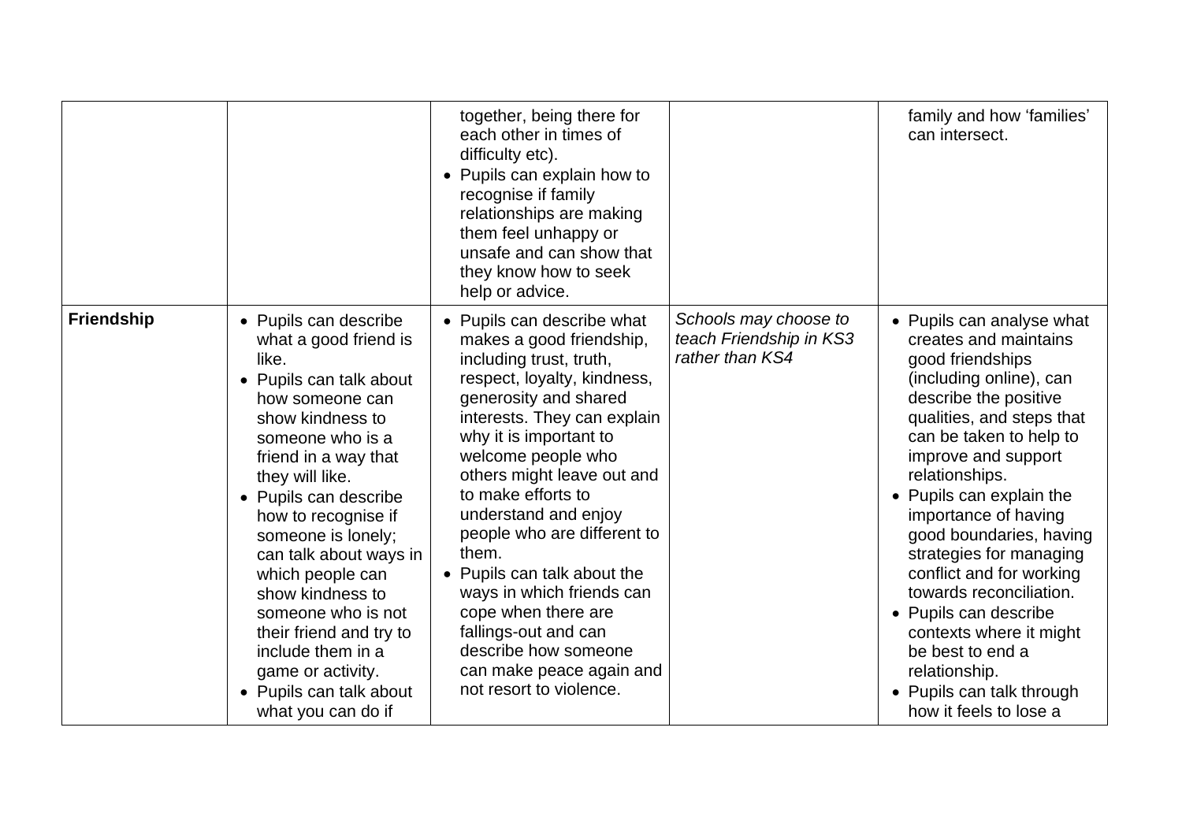| | | | | |
|---|---|---|---|---|
| | | together, being there for each other in times of difficulty etc).<br>• Pupils can explain how to recognise if family relationships are making them feel unhappy or unsafe and can show that they know how to seek help or advice. | | family and how 'families' can intersect. |
| **Friendship** | • Pupils can describe what a good friend is like.<br>• Pupils can talk about how someone can show kindness to someone who is a friend in a way that they will like.<br>• Pupils can describe how to recognise if someone is lonely; can talk about ways in which people can show kindness to someone who is not their friend and try to include them in a game or activity.<br>• Pupils can talk about what you can do if | • Pupils can describe what makes a good friendship, including trust, truth, respect, loyalty, kindness, generosity and shared interests. They can explain why it is important to welcome people who others might leave out and to make efforts to understand and enjoy people who are different to them.<br>• Pupils can talk about the ways in which friends can cope when there are fallings-out and can describe how someone can make peace again and not resort to violence. | *Schools may choose to teach Friendship in KS3 rather than KS4* | • Pupils can analyse what creates and maintains good friendships (including online), can describe the positive qualities, and steps that can be taken to help to improve and support relationships.<br>• Pupils can explain the importance of having good boundaries, having strategies for managing conflict and for working towards reconciliation.<br>• Pupils can describe contexts where it might be best to end a relationship.<br>• Pupils can talk through how it feels to lose a |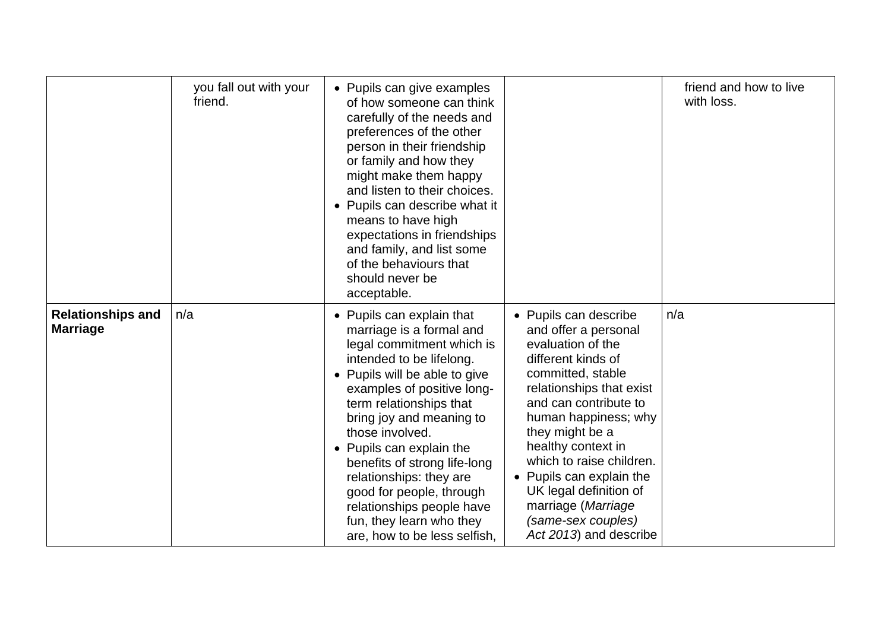| | | | | |
|---|---|---|---|---|
| | you fall out with your friend. | • Pupils can give examples of how someone can think carefully of the needs and preferences of the other person in their friendship or family and how they might make them happy and listen to their choices.<br>• Pupils can describe what it means to have high expectations in friendships and family, and list some of the behaviours that should never be acceptable. | | friend and how to live with loss. |
| **Relationships and Marriage** | n/a | • Pupils can explain that marriage is a formal and legal commitment which is intended to be lifelong.<br>• Pupils will be able to give examples of positive long-term relationships that bring joy and meaning to those involved.<br>• Pupils can explain the benefits of strong life-long relationships: they are good for people, through relationships people have fun, they learn who they are, how to be less selfish, | • Pupils can describe and offer a personal evaluation of the different kinds of committed, stable relationships that exist and can contribute to human happiness; why they might be a healthy context in which to raise children.<br>• Pupils can explain the UK legal definition of marriage (*Marriage (same-sex couples) Act 2013*) and describe | n/a |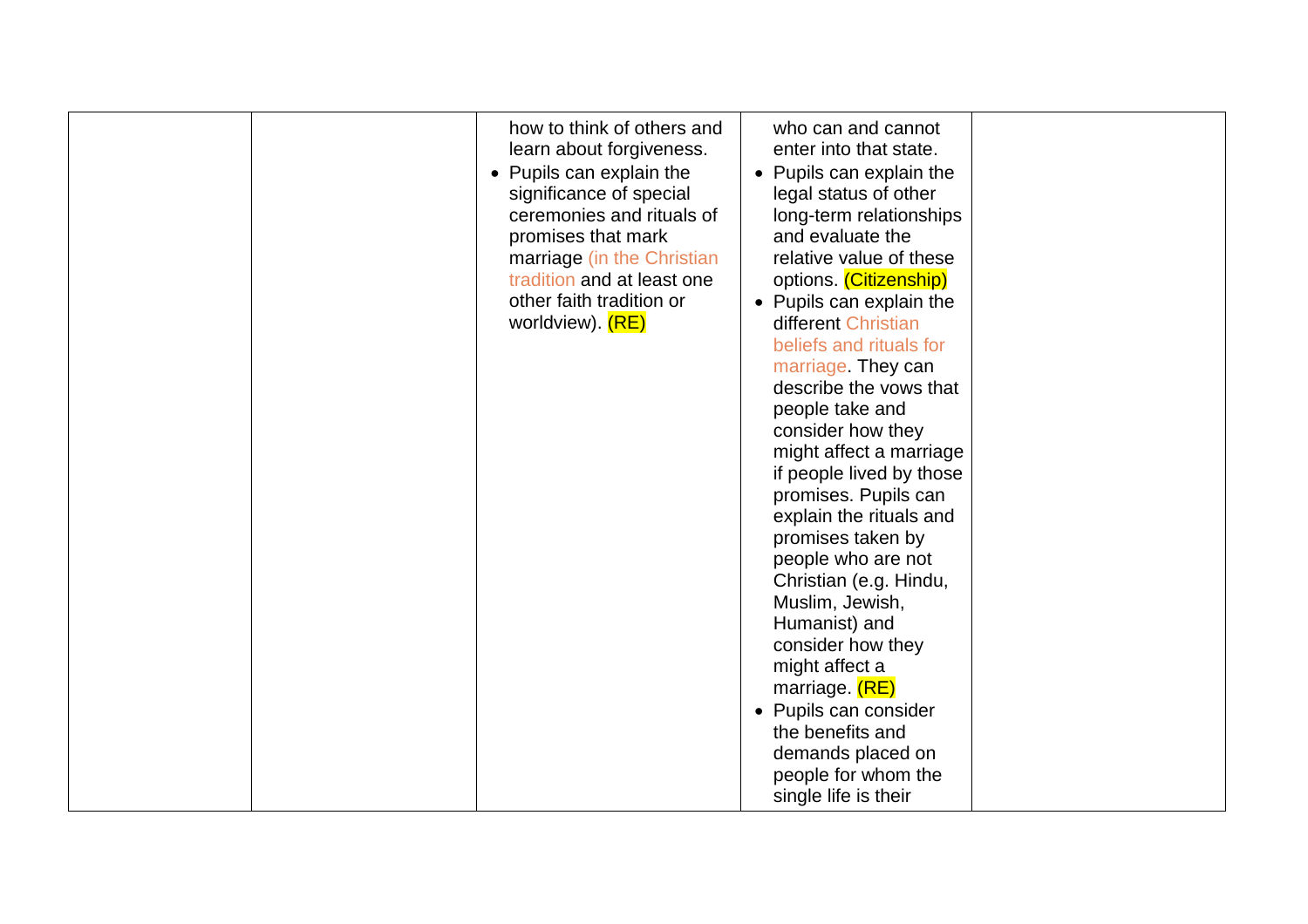|  |  |  |  |  |
| --- | --- | --- | --- | --- |
|  |  | how to think of others and learn about forgiveness.<br>• Pupils can explain the significance of special ceremonies and rituals of promises that mark marriage (in the Christian tradition and at least one other faith tradition or worldview). (RE) | who can and cannot enter into that state.<br>• Pupils can explain the legal status of other long-term relationships and evaluate the relative value of these options. (Citizenship)<br>• Pupils can explain the different Christian beliefs and rituals for marriage. They can describe the vows that people take and consider how they might affect a marriage if people lived by those promises. Pupils can explain the rituals and promises taken by people who are not Christian (e.g. Hindu, Muslim, Jewish, Humanist) and consider how they might affect a marriage. (RE)<br>• Pupils can consider the benefits and demands placed on people for whom the single life is their |  |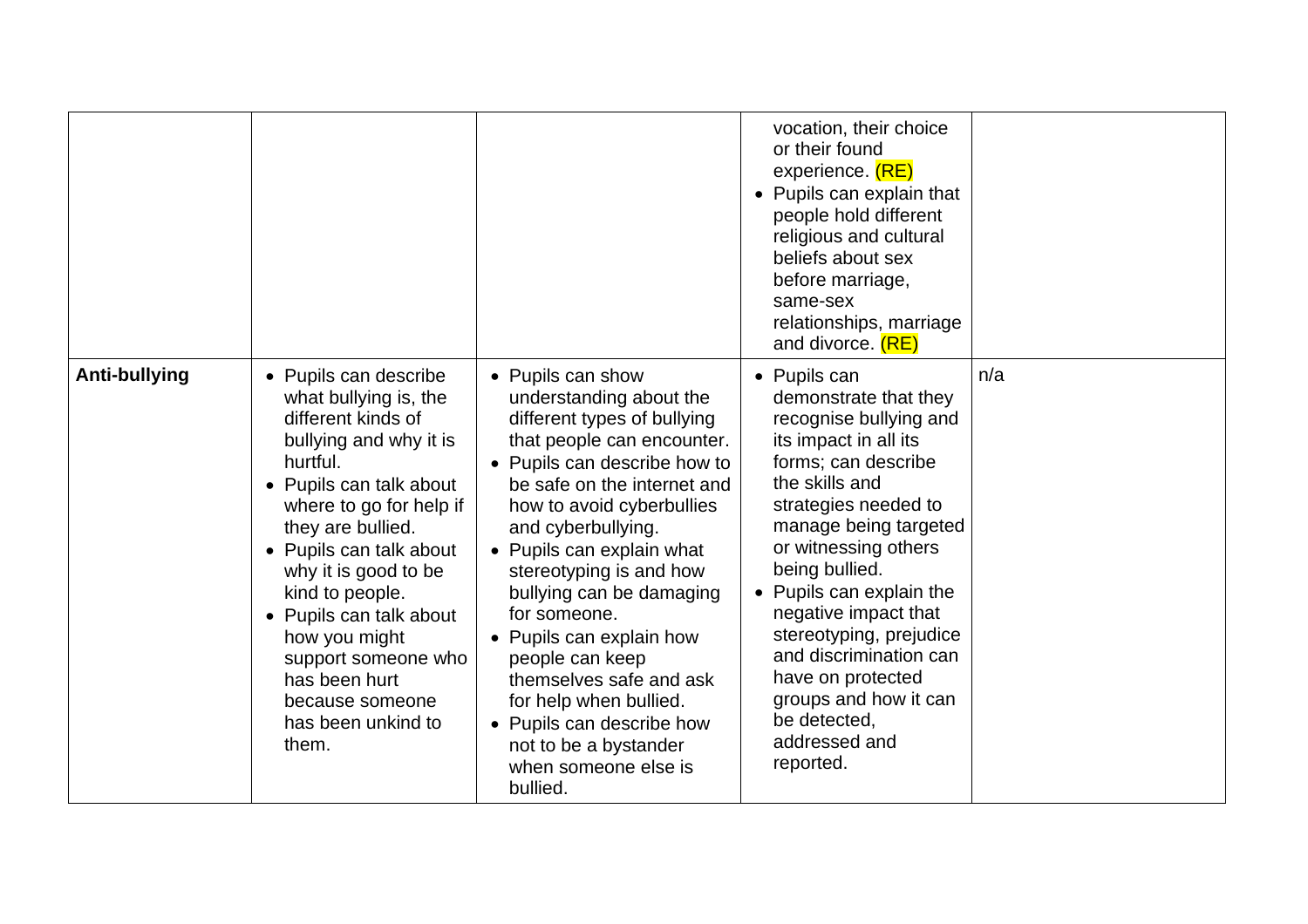| | | | | |
|---|---|---|---|---|
| | | | vocation, their choice or their found experience. (RE)<br>• Pupils can explain that people hold different religious and cultural beliefs about sex before marriage, same-sex relationships, marriage and divorce. (RE) | |
| **Anti-bullying** | • Pupils can describe what bullying is, the different kinds of bullying and why it is hurtful.<br>• Pupils can talk about where to go for help if they are bullied.<br>• Pupils can talk about why it is good to be kind to people.<br>• Pupils can talk about how you might support someone who has been hurt because someone has been unkind to them. | • Pupils can show understanding about the different types of bullying that people can encounter.<br>• Pupils can describe how to be safe on the internet and how to avoid cyberbullies and cyberbullying.<br>• Pupils can explain what stereotyping is and how bullying can be damaging for someone.<br>• Pupils can explain how people can keep themselves safe and ask for help when bullied.<br>• Pupils can describe how not to be a bystander when someone else is bullied. | • Pupils can demonstrate that they recognise bullying and its impact in all its forms; can describe the skills and strategies needed to manage being targeted or witnessing others being bullied.<br>• Pupils can explain the negative impact that stereotyping, prejudice and discrimination can have on protected groups and how it can be detected, addressed and reported. | n/a |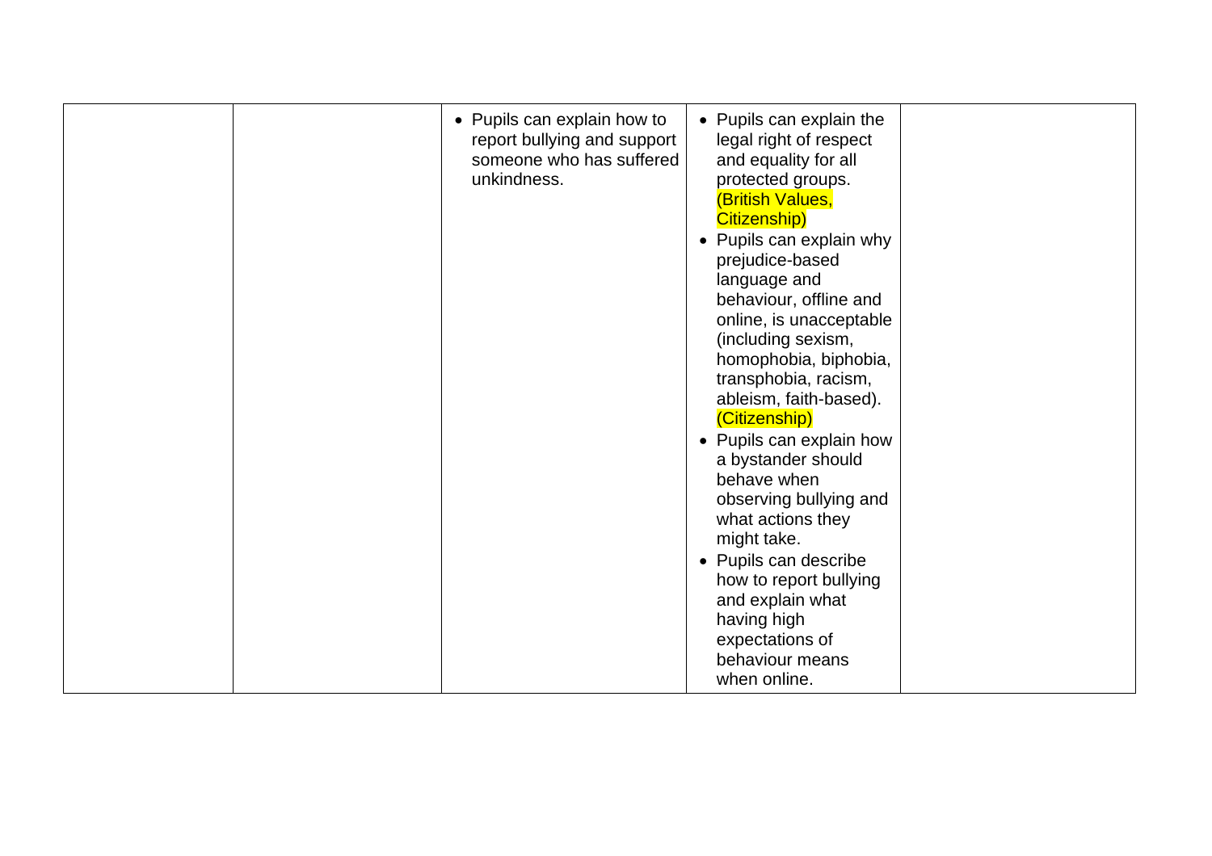| | | | | |
|---|---|---|---|---|
| | | • Pupils can explain how to report bullying and support someone who has suffered unkindness. | • Pupils can explain the legal right of respect and equality for all protected groups. (British Values, Citizenship)<br>• Pupils can explain why prejudice-based language and behaviour, offline and online, is unacceptable (including sexism, homophobia, biphobia, transphobia, racism, ableism, faith-based). (Citizenship)<br>• Pupils can explain how a bystander should behave when observing bullying and what actions they might take.<br>• Pupils can describe how to report bullying and explain what having high expectations of behaviour means when online. | |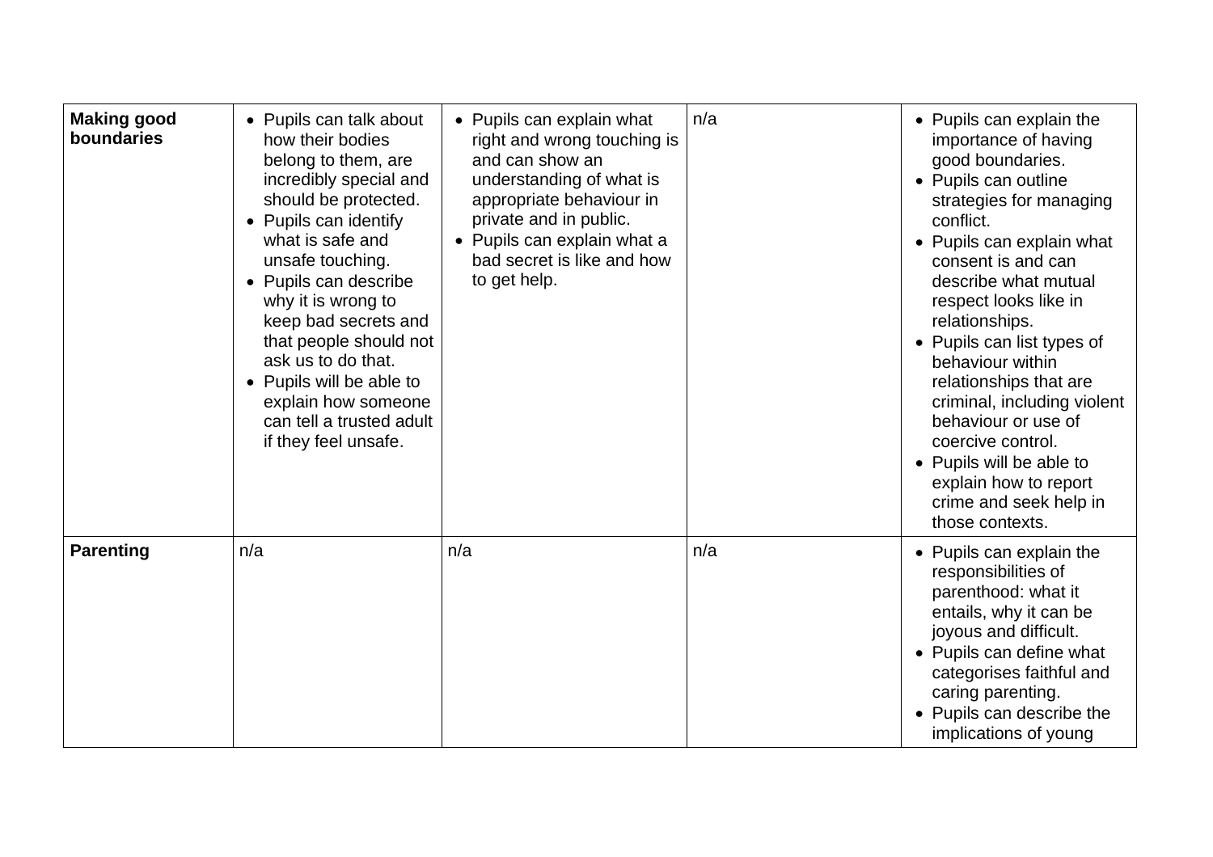| | | | | |
|---|---|---|---|---|
| **Making good boundaries** | • Pupils can talk about how their bodies belong to them, are incredibly special and should be protected.<br>• Pupils can identify what is safe and unsafe touching.<br>• Pupils can describe why it is wrong to keep bad secrets and that people should not ask us to do that.<br>• Pupils will be able to explain how someone can tell a trusted adult if they feel unsafe. | • Pupils can explain what right and wrong touching is and can show an understanding of what is appropriate behaviour in private and in public.<br>• Pupils can explain what a bad secret is like and how to get help. | n/a | • Pupils can explain the importance of having good boundaries.<br>• Pupils can outline strategies for managing conflict.<br>• Pupils can explain what consent is and can describe what mutual respect looks like in relationships.<br>• Pupils can list types of behaviour within relationships that are criminal, including violent behaviour or use of coercive control.<br>• Pupils will be able to explain how to report crime and seek help in those contexts. |
| **Parenting** | n/a | n/a | n/a | • Pupils can explain the responsibilities of parenthood: what it entails, why it can be joyous and difficult.<br>• Pupils can define what categorises faithful and caring parenting.<br>• Pupils can describe the implications of young |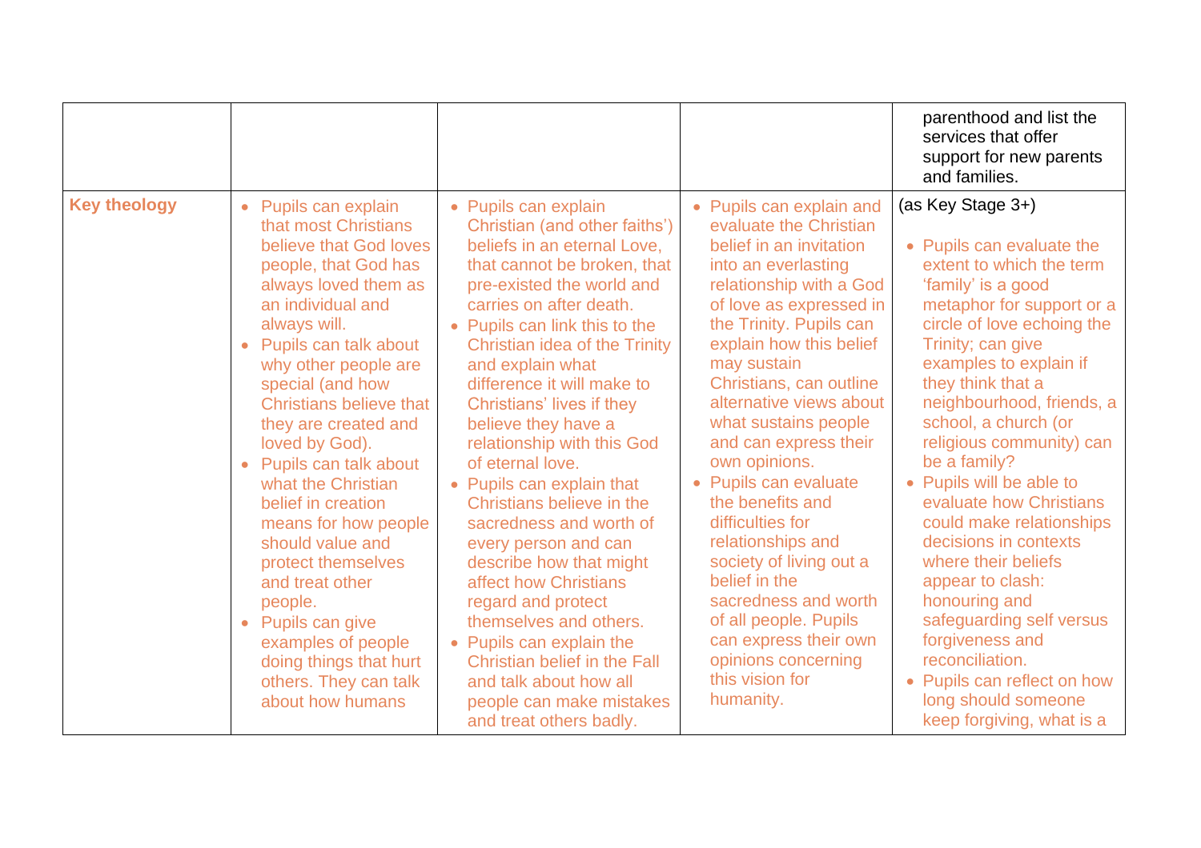| | | | | |
|---|---|---|---|---|
| | | | | parenthood and list the services that offer support for new parents and families. |
| **Key theology** | • Pupils can explain that most Christians believe that God loves people, that God has always loved them as an individual and always will.<br>• Pupils can talk about why other people are special (and how Christians believe that they are created and loved by God).<br>• Pupils can talk about what the Christian belief in creation means for how people should value and protect themselves and treat other people.<br>• Pupils can give examples of people doing things that hurt others. They can talk about how humans | • Pupils can explain Christian (and other faiths') beliefs in an eternal Love, that cannot be broken, that pre-existed the world and carries on after death.<br>• Pupils can link this to the Christian idea of the Trinity and explain what difference it will make to Christians' lives if they believe they have a relationship with this God of eternal love.<br>• Pupils can explain that Christians believe in the sacredness and worth of every person and can describe how that might affect how Christians regard and protect themselves and others.<br>• Pupils can explain the Christian belief in the Fall and talk about how all people can make mistakes and treat others badly. | • Pupils can explain and evaluate the Christian belief in an invitation into an everlasting relationship with a God of love as expressed in the Trinity. Pupils can explain how this belief may sustain Christians, can outline alternative views about what sustains people and can express their own opinions.<br>• Pupils can evaluate the benefits and difficulties for relationships and society of living out a belief in the sacredness and worth of all people. Pupils can express their own opinions concerning this vision for humanity. | (as Key Stage 3+)<br><br>• Pupils can evaluate the extent to which the term 'family' is a good metaphor for support or a circle of love echoing the Trinity; can give examples to explain if they think that a neighbourhood, friends, a school, a church (or religious community) can be a family?<br>• Pupils will be able to evaluate how Christians could make relationships decisions in contexts where their beliefs appear to clash: honouring and safeguarding self versus forgiveness and reconciliation.<br>• Pupils can reflect on how long should someone keep forgiving, what is a |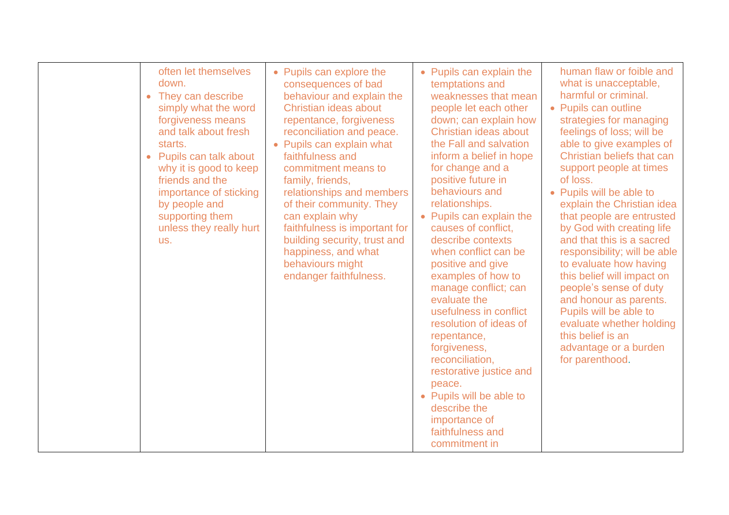| | | | | |
|---|---|---|---|---|
| | often let themselves down.<br>• They can describe simply what the word forgiveness means and talk about fresh starts.<br>• Pupils can talk about why it is good to keep friends and the importance of sticking by people and supporting them unless they really hurt us. | • Pupils can explore the consequences of bad behaviour and explain the Christian ideas about repentance, forgiveness reconciliation and peace.<br>• Pupils can explain what faithfulness and commitment means to family, friends, relationships and members of their community. They can explain why faithfulness is important for building security, trust and happiness, and what behaviours might endanger faithfulness. | • Pupils can explain the temptations and weaknesses that mean people let each other down; can explain how Christian ideas about the Fall and salvation inform a belief in hope for change and a positive future in behaviours and relationships.<br>• Pupils can explain the causes of conflict, describe contexts when conflict can be positive and give examples of how to manage conflict; can evaluate the usefulness in conflict resolution of ideas of repentance, forgiveness, reconciliation, restorative justice and peace.<br>• Pupils will be able to describe the importance of faithfulness and commitment in | human flaw or foible and what is unacceptable, harmful or criminal.<br>• Pupils can outline strategies for managing feelings of loss; will be able to give examples of Christian beliefs that can support people at times of loss.<br>• Pupils will be able to explain the Christian idea that people are entrusted by God with creating life and that this is a sacred responsibility; will be able to evaluate how having this belief will impact on people's sense of duty and honour as parents. Pupils will be able to evaluate whether holding this belief is an advantage or a burden for parenthood. |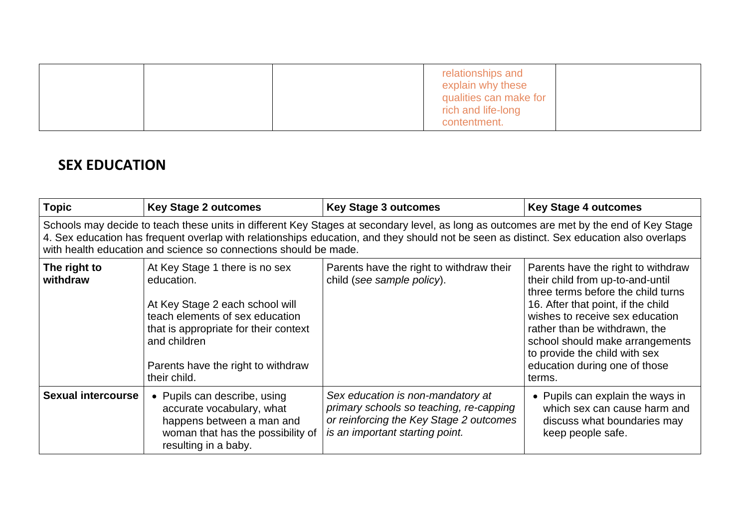|  |  |  | relationships and explain why these qualities can make for rich and life-long contentment. |  |
|---|---|---|---|---|

## SEX EDUCATION

| Topic | Key Stage 2 outcomes | Key Stage 3 outcomes | Key Stage 4 outcomes |
|---|---|---|---|
| Schools may decide to teach these units in different Key Stages at secondary level, as long as outcomes are met by the end of Key Stage 4. Sex education has frequent overlap with relationships education, and they should not be seen as distinct. Sex education also overlaps with health education and science so connections should be made. | | | |
| **The right to withdraw** | At Key Stage 1 there is no sex education.<br><br>At Key Stage 2 each school will teach elements of sex education that is appropriate for their context and children<br><br>Parents have the right to withdraw their child. | Parents have the right to withdraw their child (*see sample policy*). | Parents have the right to withdraw their child from up-to-and-until three terms before the child turns 16. After that point, if the child wishes to receive sex education rather than be withdrawn, the school should make arrangements to provide the child with sex education during one of those terms. |
| **Sexual intercourse** | • Pupils can describe, using accurate vocabulary, what happens between a man and woman that has the possibility of resulting in a baby. | *Sex education is non-mandatory at primary schools so teaching, re-capping or reinforcing the Key Stage 2 outcomes is an important starting point.* | • Pupils can explain the ways in which sex can cause harm and discuss what boundaries may keep people safe. |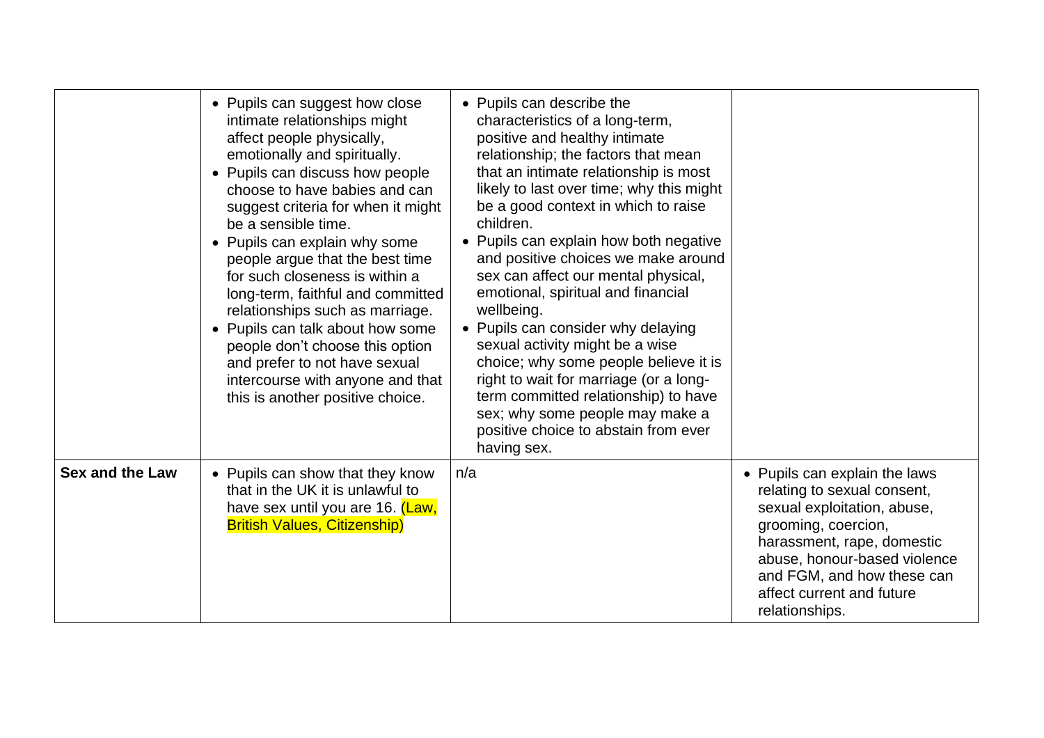| | | | |
|---|---|---|---|
| | • Pupils can suggest how close intimate relationships might affect people physically, emotionally and spiritually.<br>• Pupils can discuss how people choose to have babies and can suggest criteria for when it might be a sensible time.<br>• Pupils can explain why some people argue that the best time for such closeness is within a long-term, faithful and committed relationships such as marriage.<br>• Pupils can talk about how some people don't choose this option and prefer to not have sexual intercourse with anyone and that this is another positive choice. | • Pupils can describe the characteristics of a long-term, positive and healthy intimate relationship; the factors that mean that an intimate relationship is most likely to last over time; why this might be a good context in which to raise children.<br>• Pupils can explain how both negative and positive choices we make around sex can affect our mental physical, emotional, spiritual and financial wellbeing.<br>• Pupils can consider why delaying sexual activity might be a wise choice; why some people believe it is right to wait for marriage (or a long-term committed relationship) to have sex; why some people may make a positive choice to abstain from ever having sex. | |
| **Sex and the Law** | • Pupils can show that they know that in the UK it is unlawful to have sex until you are 16. (Law, British Values, Citizenship) | n/a | • Pupils can explain the laws relating to sexual consent, sexual exploitation, abuse, grooming, coercion, harassment, rape, domestic abuse, honour-based violence and FGM, and how these can affect current and future relationships. |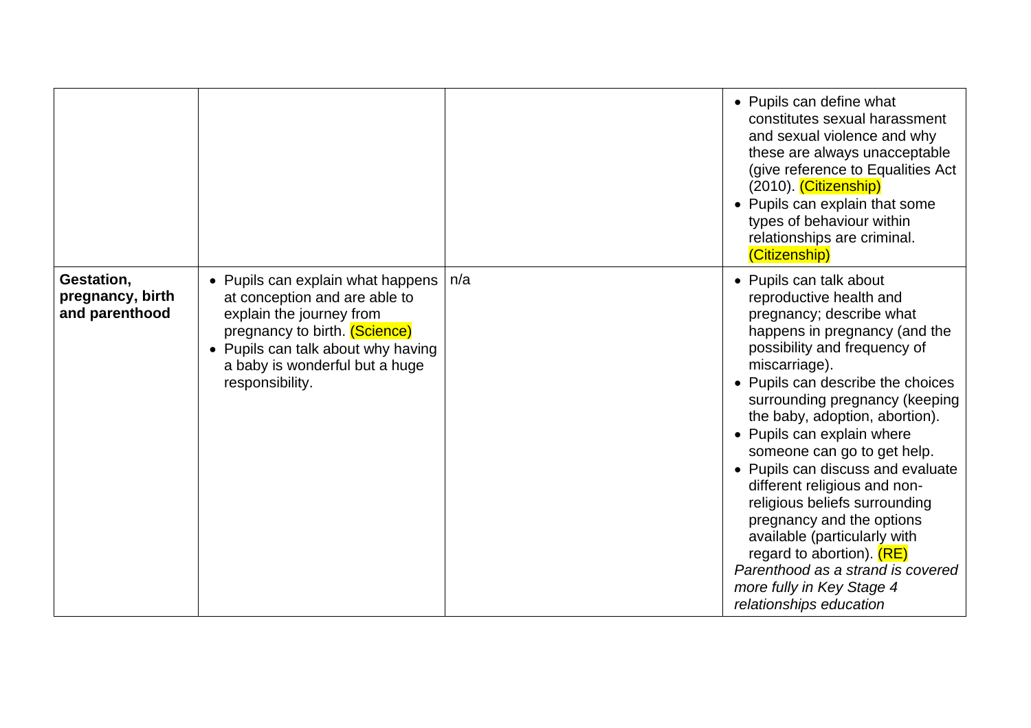| | | | |
|---|---|---|---|
| | | | • Pupils can define what constitutes sexual harassment and sexual violence and why these are always unacceptable (give reference to Equalities Act (2010). (Citizenship)<br>• Pupils can explain that some types of behaviour within relationships are criminal. (Citizenship) |
| **Gestation, pregnancy, birth and parenthood** | • Pupils can explain what happens at conception and are able to explain the journey from pregnancy to birth. (Science)<br>• Pupils can talk about why having a baby is wonderful but a huge responsibility. | n/a | • Pupils can talk about reproductive health and pregnancy; describe what happens in pregnancy (and the possibility and frequency of miscarriage).<br>• Pupils can describe the choices surrounding pregnancy (keeping the baby, adoption, abortion).<br>• Pupils can explain where someone can go to get help.<br>• Pupils can discuss and evaluate different religious and non-religious beliefs surrounding pregnancy and the options available (particularly with regard to abortion). (RE)<br>*Parenthood as a strand is covered more fully in Key Stage 4 relationships education* |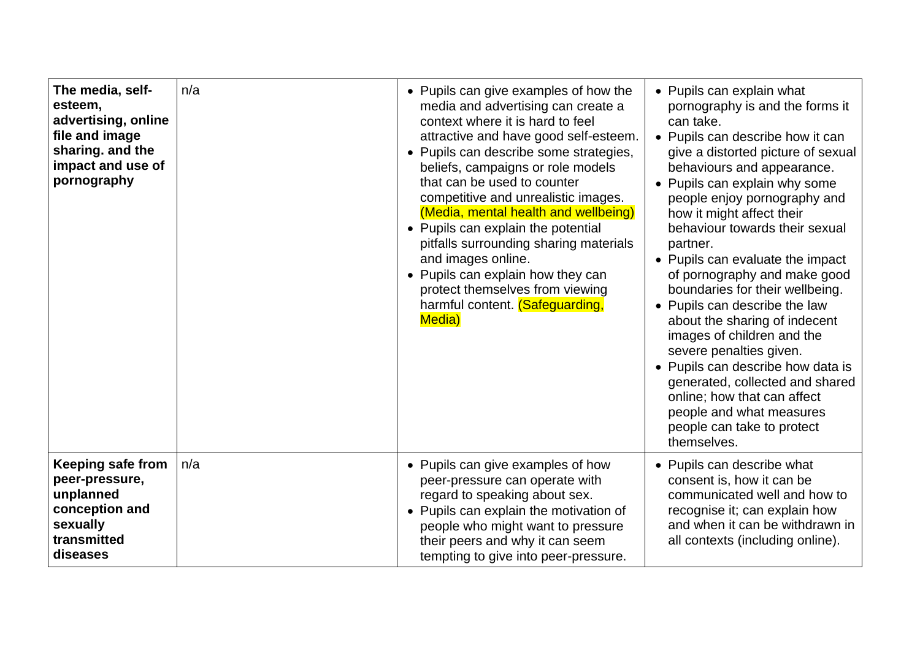| | | | |
|---|---|---|---|
| **The media, self-esteem, advertising, online file and image sharing. and the impact and use of pornography** | n/a | • Pupils can give examples of how the media and advertising can create a context where it is hard to feel attractive and have good self-esteem.<br>• Pupils can describe some strategies, beliefs, campaigns or role models that can be used to counter competitive and unrealistic images. (Media, mental health and wellbeing)<br>• Pupils can explain the potential pitfalls surrounding sharing materials and images online.<br>• Pupils can explain how they can protect themselves from viewing harmful content. (Safeguarding, Media) | • Pupils can explain what pornography is and the forms it can take.<br>• Pupils can describe how it can give a distorted picture of sexual behaviours and appearance.<br>• Pupils can explain why some people enjoy pornography and how it might affect their behaviour towards their sexual partner.<br>• Pupils can evaluate the impact of pornography and make good boundaries for their wellbeing.<br>• Pupils can describe the law about the sharing of indecent images of children and the severe penalties given.<br>• Pupils can describe how data is generated, collected and shared online; how that can affect people and what measures people can take to protect themselves. |
| **Keeping safe from peer-pressure, unplanned conception and sexually transmitted diseases** | n/a | • Pupils can give examples of how peer-pressure can operate with regard to speaking about sex.<br>• Pupils can explain the motivation of people who might want to pressure their peers and why it can seem tempting to give into peer-pressure. | • Pupils can describe what consent is, how it can be communicated well and how to recognise it; can explain how and when it can be withdrawn in all contexts (including online). |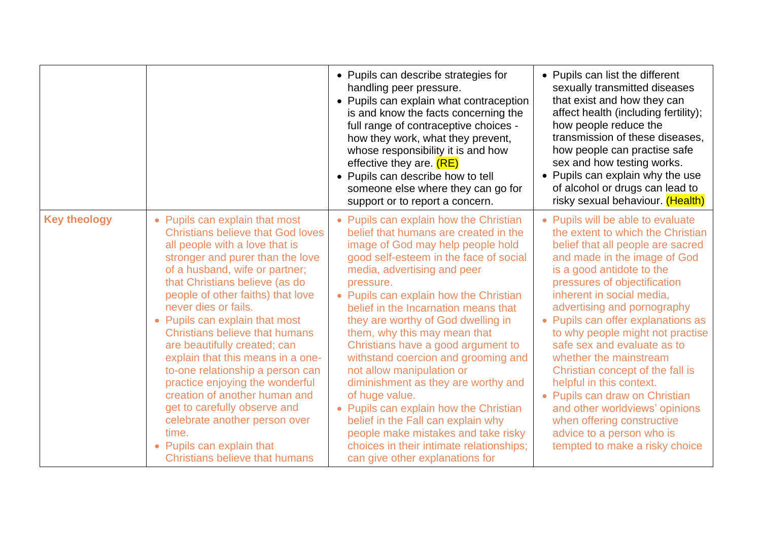| | | | |
|---|---|---|---|
| | | • Pupils can describe strategies for handling peer pressure.<br>• Pupils can explain what contraception is and know the facts concerning the full range of contraceptive choices - how they work, what they prevent, whose responsibility it is and how effective they are. (RE)<br>• Pupils can describe how to tell someone else where they can go for support or to report a concern. | • Pupils can list the different sexually transmitted diseases that exist and how they can affect health (including fertility); how people reduce the transmission of these diseases, how people can practise safe sex and how testing works.<br>• Pupils can explain why the use of alcohol or drugs can lead to risky sexual behaviour. (Health) |
| **Key theology** | • Pupils can explain that most Christians believe that God loves all people with a love that is stronger and purer than the love of a husband, wife or partner; that Christians believe (as do people of other faiths) that love never dies or fails.<br>• Pupils can explain that most Christians believe that humans are beautifully created; can explain that this means in a one-to-one relationship a person can practice enjoying the wonderful creation of another human and get to carefully observe and celebrate another person over time.<br>• Pupils can explain that Christians believe that humans | • Pupils can explain how the Christian belief that humans are created in the image of God may help people hold good self-esteem in the face of social media, advertising and peer pressure.<br>• Pupils can explain how the Christian belief in the Incarnation means that they are worthy of God dwelling in them, why this may mean that Christians have a good argument to withstand coercion and grooming and not allow manipulation or diminishment as they are worthy and of huge value.<br>• Pupils can explain how the Christian belief in the Fall can explain why people make mistakes and take risky choices in their intimate relationships; can give other explanations for | • Pupils will be able to evaluate the extent to which the Christian belief that all people are sacred and made in the image of God is a good antidote to the pressures of objectification inherent in social media, advertising and pornography<br>• Pupils can offer explanations as to why people might not practise safe sex and evaluate as to whether the mainstream Christian concept of the fall is helpful in this context.<br>• Pupils can draw on Christian and other worldviews' opinions when offering constructive advice to a person who is tempted to make a risky choice |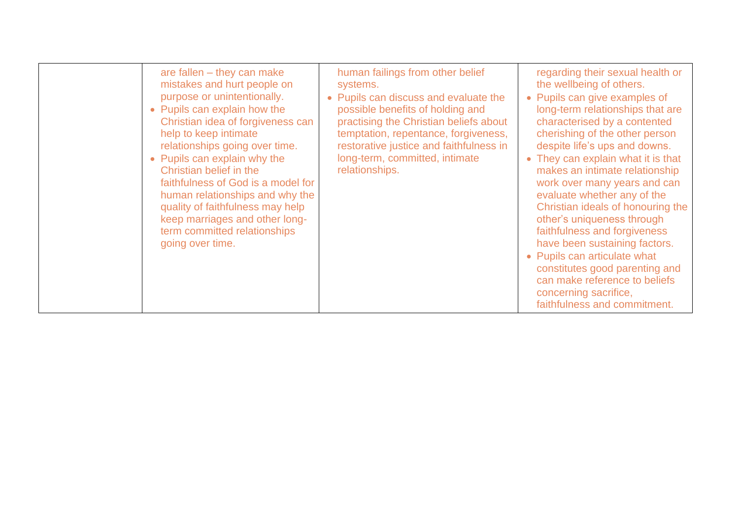|  |  |  |  |
|---|---|---|---|
|  | are fallen – they can make mistakes and hurt people on purpose or unintentionally.<br>• Pupils can explain how the Christian idea of forgiveness can help to keep intimate relationships going over time.<br>• Pupils can explain why the Christian belief in the faithfulness of God is a model for human relationships and why the quality of faithfulness may help keep marriages and other long-term committed relationships going over time. | human failings from other belief systems.<br>• Pupils can discuss and evaluate the possible benefits of holding and practising the Christian beliefs about temptation, repentance, forgiveness, restorative justice and faithfulness in long-term, committed, intimate relationships. | regarding their sexual health or the wellbeing of others.<br>• Pupils can give examples of long-term relationships that are characterised by a contented cherishing of the other person despite life's ups and downs.<br>• They can explain what it is that makes an intimate relationship work over many years and can evaluate whether any of the Christian ideals of honouring the other's uniqueness through faithfulness and forgiveness have been sustaining factors.<br>• Pupils can articulate what constitutes good parenting and can make reference to beliefs concerning sacrifice, faithfulness and commitment. |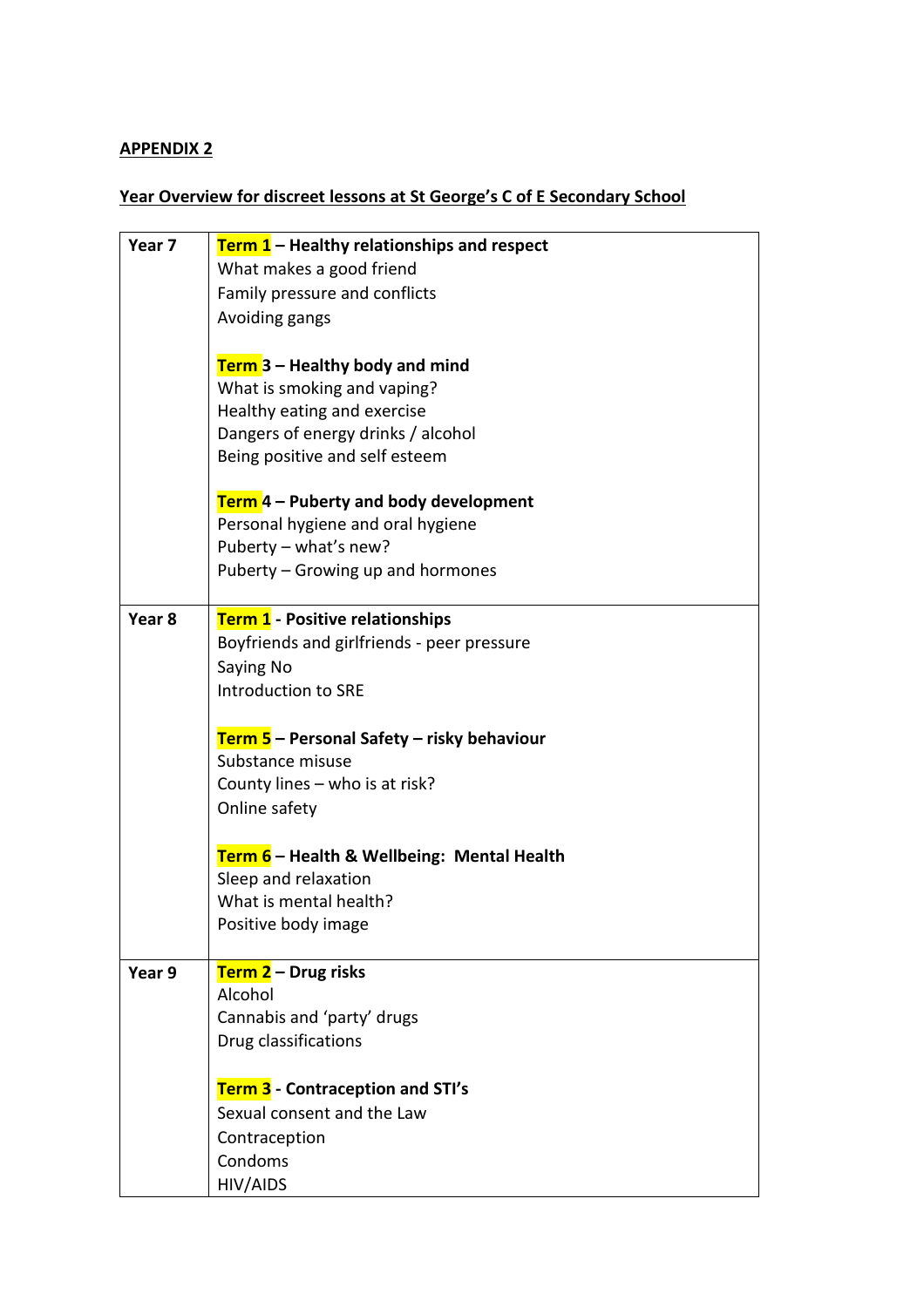**APPENDIX 2**

**Year Overview for discreet lessons at St George's C of E Secondary School**

| | |
|---|---|
| **Year 7** | **Term 1 – Healthy relationships and respect**<br>What makes a good friend<br>Family pressure and conflicts<br>Avoiding gangs<br><br>**Term 3 – Healthy body and mind**<br>What is smoking and vaping?<br>Healthy eating and exercise<br>Dangers of energy drinks / alcohol<br>Being positive and self esteem<br><br>**Term 4 – Puberty and body development**<br>Personal hygiene and oral hygiene<br>Puberty – what's new?<br>Puberty – Growing up and hormones |
| **Year 8** | **Term 1 - Positive relationships**<br>Boyfriends and girlfriends - peer pressure<br>Saying No<br>Introduction to SRE<br><br>**Term 5 – Personal Safety – risky behaviour**<br>Substance misuse<br>County lines – who is at risk?<br>Online safety<br><br>**Term 6 – Health & Wellbeing: Mental Health**<br>Sleep and relaxation<br>What is mental health?<br>Positive body image |
| **Year 9** | **Term 2 – Drug risks**<br>Alcohol<br>Cannabis and 'party' drugs<br>Drug classifications<br><br>**Term 3 - Contraception and STI's**<br>Sexual consent and the Law<br>Contraception<br>Condoms<br>HIV/AIDS |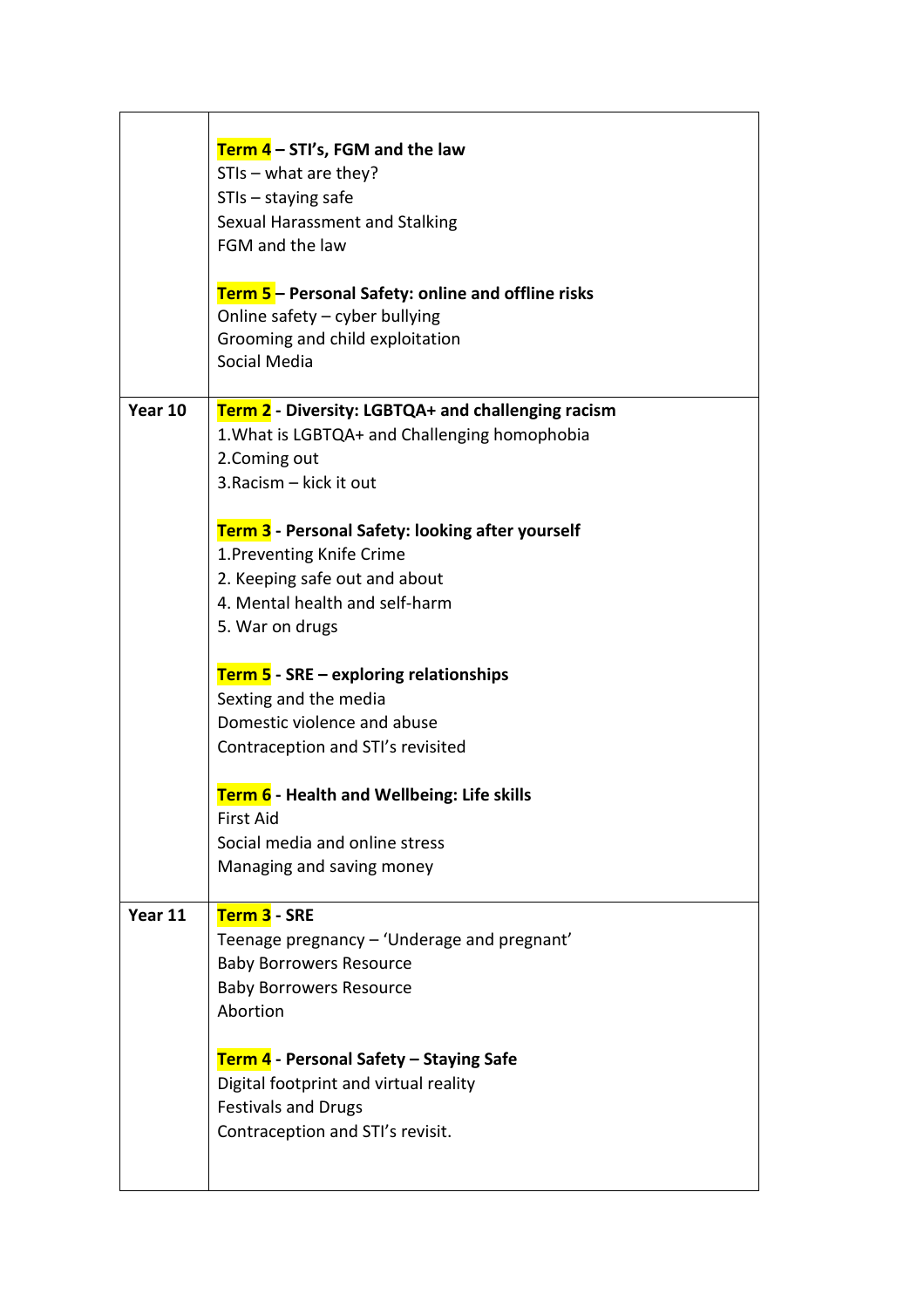| | |
|---|---|
| | **Term 4 – STI's, FGM and the law**<br>STIs – what are they?<br>STIs – staying safe<br>Sexual Harassment and Stalking<br>FGM and the law<br><br>**Term 5 – Personal Safety: online and offline risks**<br>Online safety – cyber bullying<br>Grooming and child exploitation<br>Social Media |
| **Year 10** | **Term 2 - Diversity: LGBTQA+ and challenging racism**<br>1.What is LGBTQA+ and Challenging homophobia<br>2.Coming out<br>3.Racism – kick it out<br><br>**Term 3 - Personal Safety: looking after yourself**<br>1.Preventing Knife Crime<br>2. Keeping safe out and about<br>4. Mental health and self-harm<br>5. War on drugs<br><br>**Term 5 - SRE – exploring relationships**<br>Sexting and the media<br>Domestic violence and abuse<br>Contraception and STI's revisited<br><br>**Term 6 - Health and Wellbeing: Life skills**<br>First Aid<br>Social media and online stress<br>Managing and saving money |
| **Year 11** | **Term 3 - SRE**<br>Teenage pregnancy – 'Underage and pregnant'<br>Baby Borrowers Resource<br>Baby Borrowers Resource<br>Abortion<br><br>**Term 4 - Personal Safety – Staying Safe**<br>Digital footprint and virtual reality<br>Festivals and Drugs<br>Contraception and STI's revisit. |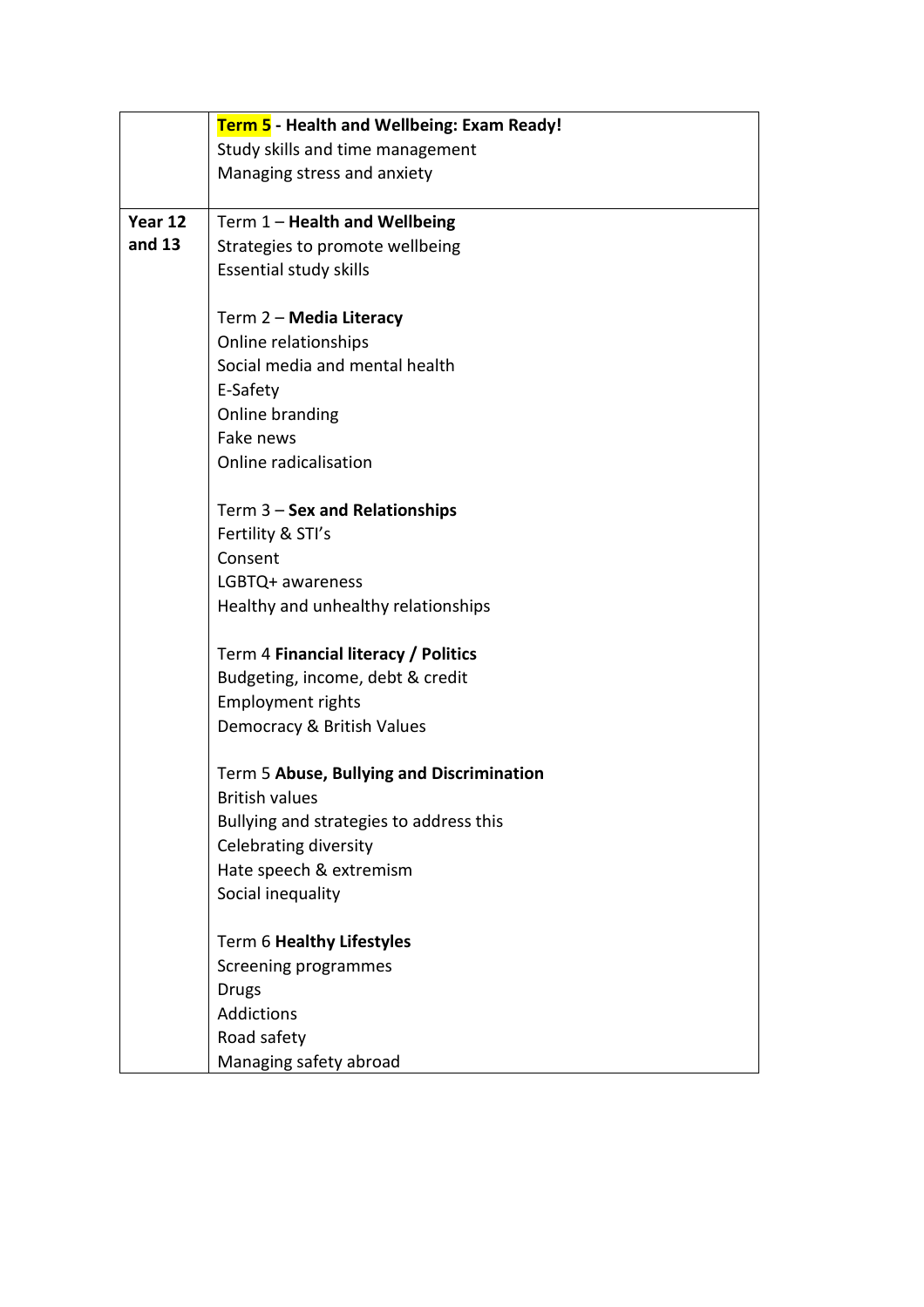| | |
|---|---|
| | **Term 5 - Health and Wellbeing: Exam Ready!**<br>Study skills and time management<br>Managing stress and anxiety |
| **Year 12 and 13** | Term 1 – **Health and Wellbeing**<br>Strategies to promote wellbeing<br>Essential study skills<br><br>Term 2 – **Media Literacy**<br>Online relationships<br>Social media and mental health<br>E-Safety<br>Online branding<br>Fake news<br>Online radicalisation<br><br>Term 3 – **Sex and Relationships**<br>Fertility & STI's<br>Consent<br>LGBTQ+ awareness<br>Healthy and unhealthy relationships<br><br>Term 4 **Financial literacy / Politics**<br>Budgeting, income, debt & credit<br>Employment rights<br>Democracy & British Values<br><br>Term 5 **Abuse, Bullying and Discrimination**<br>British values<br>Bullying and strategies to address this<br>Celebrating diversity<br>Hate speech & extremism<br>Social inequality<br><br>Term 6 **Healthy Lifestyles**<br>Screening programmes<br>Drugs<br>Addictions<br>Road safety<br>Managing safety abroad |